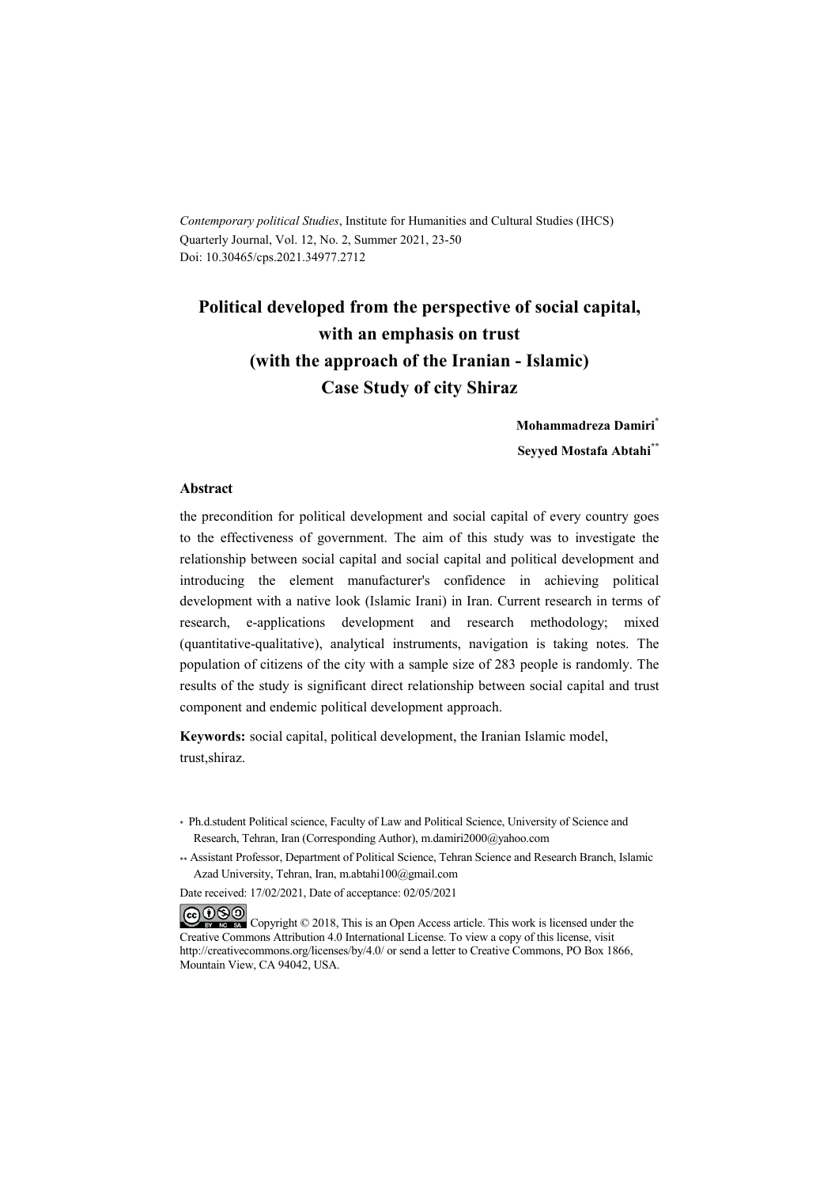*Contemporary political Studies*, Institute for Humanities and Cultural Studies (IHCS)
Quarterly Journal, Vol. 12, No. 2, Summer 2021, 23-50
Doi: 10.30465/cps.2021.34977.2712

# Political developed from the perspective of social capital, with an emphasis on trust (with the approach of the Iranian - Islamic) Case Study of city Shiraz

**Mohammadreza Damiri**[*]

**Seyyed Mostafa Abtahi**[**]

## Abstract

the precondition for political development and social capital of every country goes to the effectiveness of government. The aim of this study was to investigate the relationship between social capital and social capital and political development and introducing the element manufacturer's confidence in achieving political development with a native look (Islamic Irani) in Iran. Current research in terms of research, e-applications development and research methodology; mixed (quantitative-qualitative), analytical instruments, navigation is taking notes. The population of citizens of the city with a sample size of 283 people is randomly. The results of the study is significant direct relationship between social capital and trust component and endemic political development approach.

**Keywords:** social capital, political development, the Iranian Islamic model, trust,shiraz.

[*] Ph.d.student Political science, Faculty of Law and Political Science, University of Science and Research, Tehran, Iran (Corresponding Author), m.damiri2000@yahoo.com

[**] Assistant Professor, Department of Political Science, Tehran Science and Research Branch, Islamic Azad University, Tehran, Iran, m.abtahi100@gmail.com

Date received: 17/02/2021, Date of acceptance: 02/05/2021

Copyright © 2018, This is an Open Access article. This work is licensed under the Creative Commons Attribution 4.0 International License. To view a copy of this license, visit http://creativecommons.org/licenses/by/4.0/ or send a letter to Creative Commons, PO Box 1866, Mountain View, CA 94042, USA.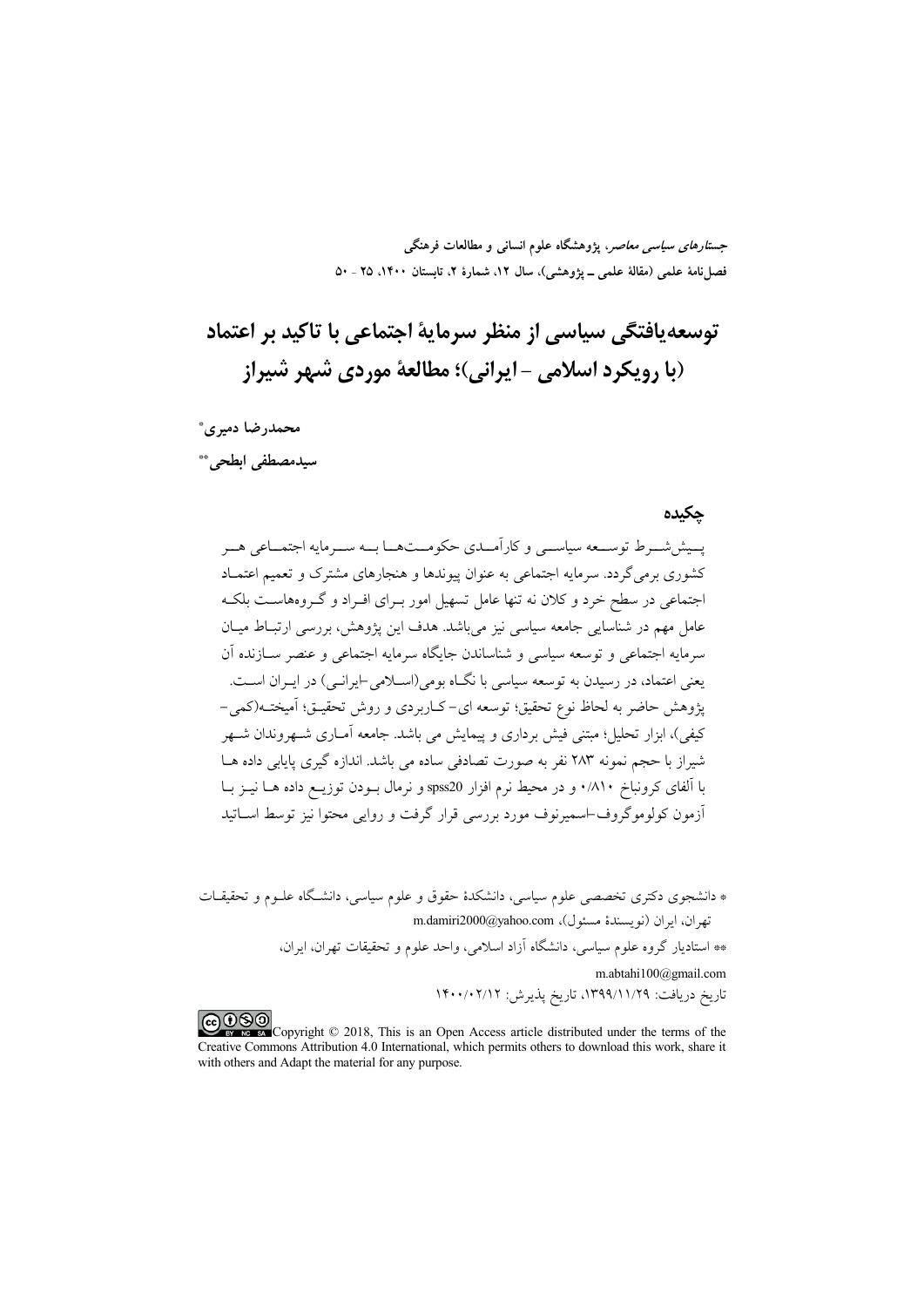جستارهای سیاسی معاصر، پژوهشگاه علوم انسانی و مطالعات فرهنگی
فصل‌نامهٔ علمی (مقالهٔ علمی ـ پژوهشی)، سال ۱۲، شمارهٔ ۲، تابستان ۱۴۰۰، ۲۵ - ۵۰

# توسعه‌یافتگی سیاسی از منظر سرمایهٔ اجتماعی با تاکید بر اعتماد (با رویکرد اسلامی - ایرانی)؛ مطالعهٔ موردی شهر شیراز

**محمدرضا دمیری***

**سیدمصطفی ابطحی****

## چکیده

پیش‌شرط توسعه سیاسی و کارآمدی حکومت‌ها به سرمایه اجتماعی هر کشوری برمی‌گردد. سرمایه اجتماعی به عنوان پیوندها و هنجارهای مشترک و تعمیم اعتماد اجتماعی در سطح خرد و کلان نه تنها عامل تسهیل امور برای افراد و گروه‌هاست بلکه عامل مهم در شناسایی جامعه سیاسی نیز می‌باشد. هدف این پژوهش، بررسی ارتباط میان سرمایه اجتماعی و توسعه سیاسی و شناساندن جایگاه سرمایه اجتماعی و عنصر سازنده آن یعنی اعتماد، در رسیدن به توسعه سیاسی با نگاه بومی(اسلامی-ایرانی) در ایران است. پژوهش حاضر به لحاظ نوع تحقیق؛ توسعه ای- کاربردی و روش تحقیق؛ آمیخته(کمی- کیفی)، ابزار تحلیل؛ مبتنی فیش برداری و پیمایش می باشد. جامعه آماری شهروندان شهر شیراز با حجم نمونه ۲۸۳ نفر به صورت تصادفی ساده می باشد. اندازه گیری پایایی داده ها با آلفای کرونباخ ۰/۸۱۰ و در محیط نرم افزار spss20 و نرمال بودن توزیع داده ها نیز با آزمون کولوموگروف-اسمیرنوف مورد بررسی قرار گرفت و روایی محتوا نیز توسط اساتید

---

* دانشجوی دکتری تخصصی علوم سیاسی، دانشکدهٔ حقوق و علوم سیاسی، دانشگاه علوم و تحقیقات تهران، ایران (نویسندهٔ مسئول)، m.damiri2000@yahoo.com

** استادیار گروه علوم سیاسی، دانشگاه آزاد اسلامی، واحد علوم و تحقیقات تهران، ایران، m.abtahi100@gmail.com

تاریخ دریافت: ۱۳۹۹/۱۱/۲۹، تاریخ پذیرش: ۱۴۰۰/۰۲/۱۲

Copyright © 2018, This is an Open Access article distributed under the terms of the Creative Commons Attribution 4.0 International, which permits others to download this work, share it with others and Adapt the material for any purpose.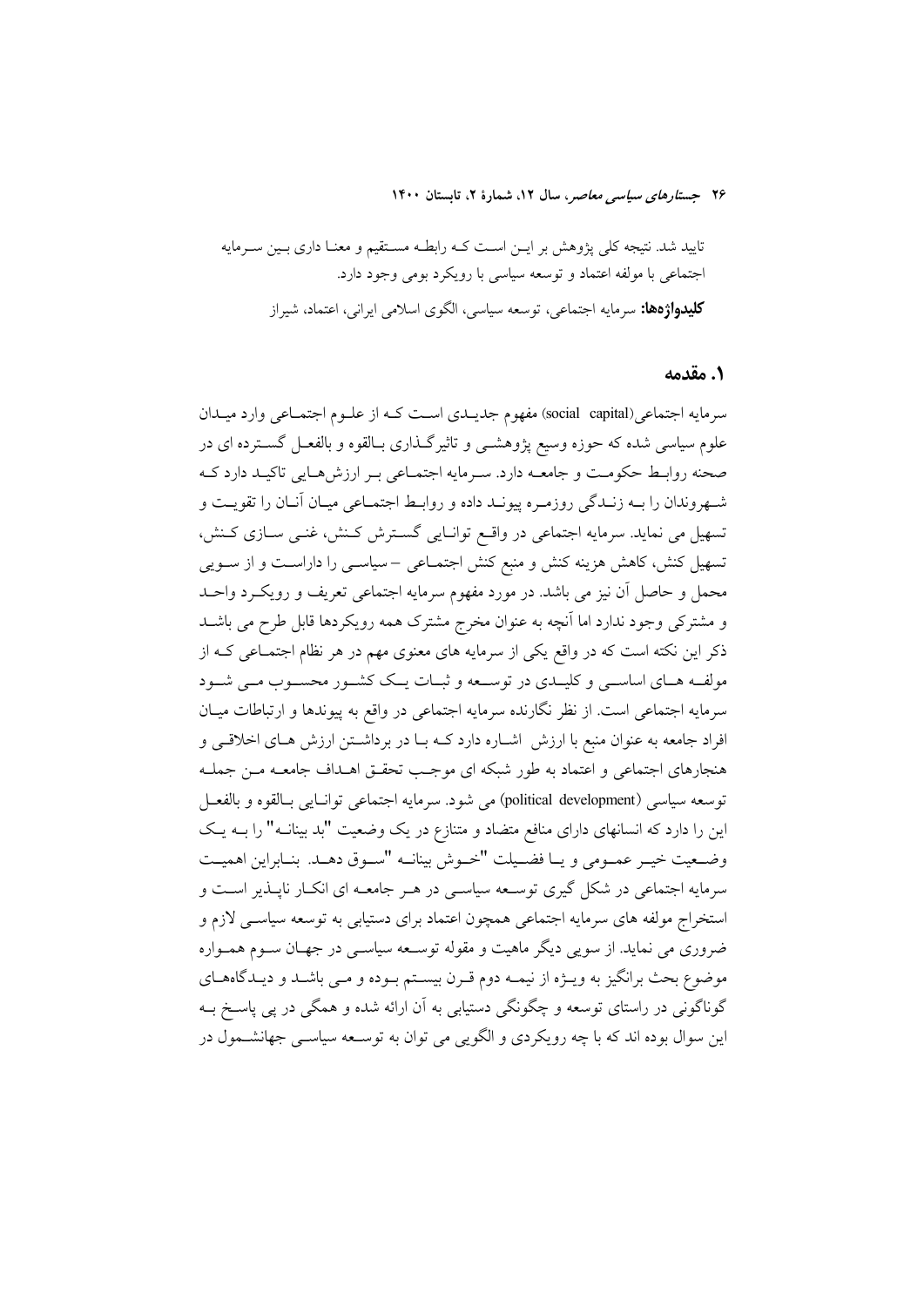تایید شد. نتیجه کلی پژوهش بر این است که رابطه مستقیم و معنا داری بین سرمایه اجتماعی با مولفه اعتماد و توسعه سیاسی با رویکرد بومی وجود دارد.

**کلیدواژه‌ها:** سرمایه اجتماعی، توسعه سیاسی، الگوی اسلامی ایرانی، اعتماد، شیراز

## ۱. مقدمه

سرمایه اجتماعی(social capital) مفهوم جدیدی است که از علوم اجتماعی وارد میدان علوم سیاسی شده که حوزه وسیع پژوهشی و تاثیرگذاری بالقوه و بالفعل گسترده ای در صحنه روابط حکومت و جامعه دارد. سرمایه اجتماعی بر ارزش‌هایی تاکید دارد که شهروندان را به زندگی روزمره پیوند داده و روابط اجتماعی میان آنان را تقویت و تسهیل می نماید. سرمایه اجتماعی در واقع توانایی گسترش کنش، غنی سازی کنش، تسهیل کنش، کاهش هزینه کنش و منبع کنش اجتماعی – سیاسی را داراست و از سویی محمل و حاصل آن نیز می باشد. در مورد مفهوم سرمایه اجتماعی تعریف و رویکرد واحد و مشترکی وجود ندارد اما آنچه به عنوان مخرج مشترک همه رویکردها قابل طرح می باشد ذکر این نکته است که در واقع یکی از سرمایه های معنوی مهم در هر نظام اجتماعی که از مولفه های اساسی و کلیدی در توسعه و ثبات یک کشور محسوب می شود سرمایه اجتماعی است. از نظر نگارنده سرمایه اجتماعی در واقع به پیوندها و ارتباطات میان افراد جامعه به عنوان منبع با ارزش اشاره دارد که با در برداشتن ارزش های اخلاقی و هنجارهای اجتماعی و اعتماد به طور شبکه ای موجب تحقق اهداف جامعه من جمله توسعه سیاسی (political development) می شود. سرمایه اجتماعی توانایی بالقوه و بالفعل این را دارد که انسانهای دارای منافع متضاد و متنازع در یک وضعیت "بد بینانه" را به یک وضعیت خیر عمومی و یا فضیلت "خوش بینانه "سوق دهد. بنابراین اهمیت سرمایه اجتماعی در شکل گیری توسعه سیاسی در هر جامعه ای انکار ناپذیر است و استخراج مولفه های سرمایه اجتماعی همچون اعتماد برای دستیابی به توسعه سیاسی لازم و ضروری می نماید. از سویی دیگر ماهیت و مقوله توسعه سیاسی در جهان سوم همواره موضوع بحث برانگیز به ویژه از نیمه دوم قرن بیستم بوده و می باشد و دیدگاه‌های گوناگونی در راستای توسعه و چگونگی دستیابی به آن ارائه شده و همگی در پی پاسخ به این سوال بوده اند که با چه رویکردی و الگویی می توان به توسعه سیاسی جهانشمول در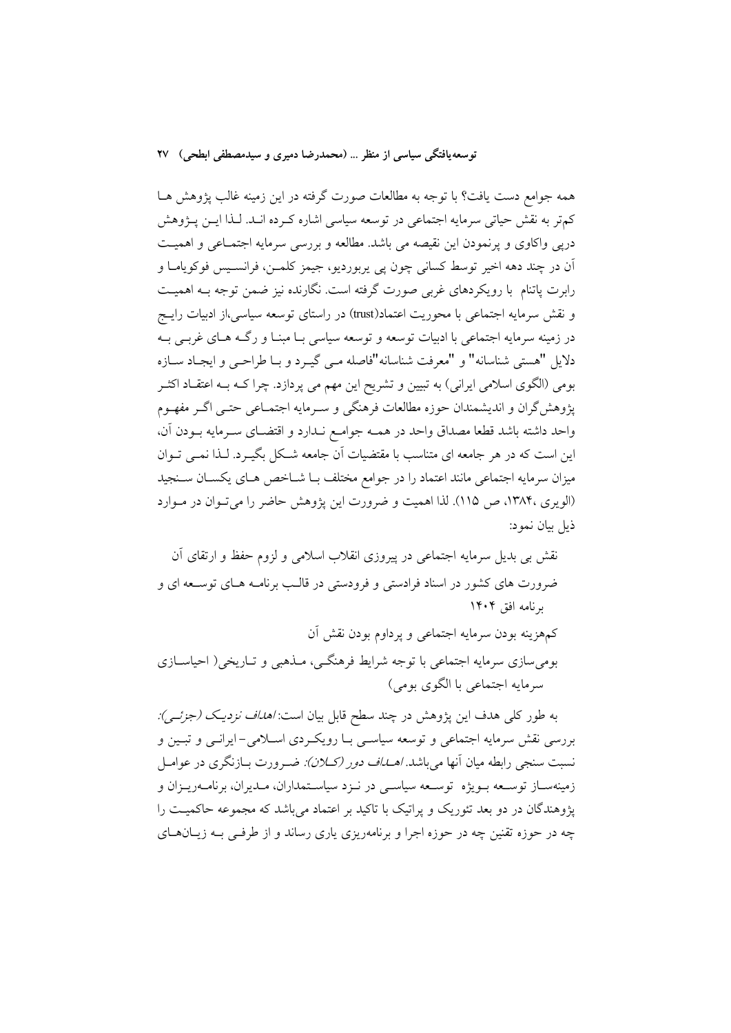همه جوامع دست یافت؟ با توجه به مطالعات صورت گرفته در این زمینه غالب پژوهش ها کم‌تر به نقش حیاتی سرمایه اجتماعی در توسعه سیاسی اشاره کرده اند. لذا این پژوهش درپی واکاوی و پرنمودن این نقیصه می باشد. مطالعه و بررسی سرمایه اجتماعی و اهمیت آن در چند دهه اخیر توسط کسانی چون پی یربوردیو، جیمز کلمن، فرانسیس فوکویاما و رابرت پاتنام با رویکردهای غربی صورت گرفته است. نگارنده نیز ضمن توجه به اهمیت و نقش سرمایه اجتماعی با محوریت اعتماد(trust) در راستای توسعه سیاسی،از ادبیات رایج در زمینه سرمایه اجتماعی با ادبیات توسعه و توسعه سیاسی با مبنا و رگه های غربی به دلایل "هستی شناسانه" و "معرفت شناسانه"فاصله می گیرد و با طراحی و ایجاد سازه بومی (الگوی اسلامی ایرانی) به تبیین و تشریح این مهم می پردازد. چرا که به اعتقاد اکثر پژوهش‌گران و اندیشمندان حوزه مطالعات فرهنگی و سرمایه اجتماعی حتی اگر مفهوم واحد داشته باشد قطعا مصداق واحد در همه جوامع ندارد و اقتضای سرمایه بودن آن، این است که در هر جامعه ای متناسب با مقتضیات آن جامعه شکل بگیرد. لذا نمی توان میزان سرمایه اجتماعی مانند اعتماد را در جوامع مختلف با شاخص های یکسان سنجید (الویری ،۱۳۸۴، ص ۱۱۵). لذا اهمیت و ضرورت این پژوهش حاضر را می‌توان در موارد ذیل بیان نمود:

- نقش بی بدیل سرمایه اجتماعی در پیروزی انقلاب اسلامی و لزوم حفظ و ارتقای آن
- ضرورت های کشور در اسناد فرادستی و فرودستی در قالب برنامه های توسعه ای و برنامه افق ۱۴۰۴
- کم‌هزینه بودن سرمایه اجتماعی و پرداوم بودن نقش آن
- بومی‌سازی سرمایه اجتماعی با توجه شرایط فرهنگی، مذهبی و تاریخی( احیاسازی سرمایه اجتماعی با الگوی بومی)

به طور کلی هدف این پژوهش در چند سطح قابل بیان است: *اهداف نزدیک (جزئی)*: بررسی نقش سرمایه اجتماعی و توسعه سیاسی با رویکردی اسلامی- ایرانی و تبین و نسبت سنجی رابطه میان آنها می‌باشد. *اهداف دور (کلان)*: ضرورت بازنگری در عوامل زمینه‌ساز توسعه بویژه توسعه سیاسی در نزد سیاستمداران، مدیران، برنامه‌ریزان و پژوهندگان در دو بعد تئوریک و پراتیک با تاکید بر اعتماد می‌باشد که مجموعه حاکمیت را چه در حوزه تقنین چه در حوزه اجرا و برنامه‌ریزی یاری رساند و از طرفی به زیان‌های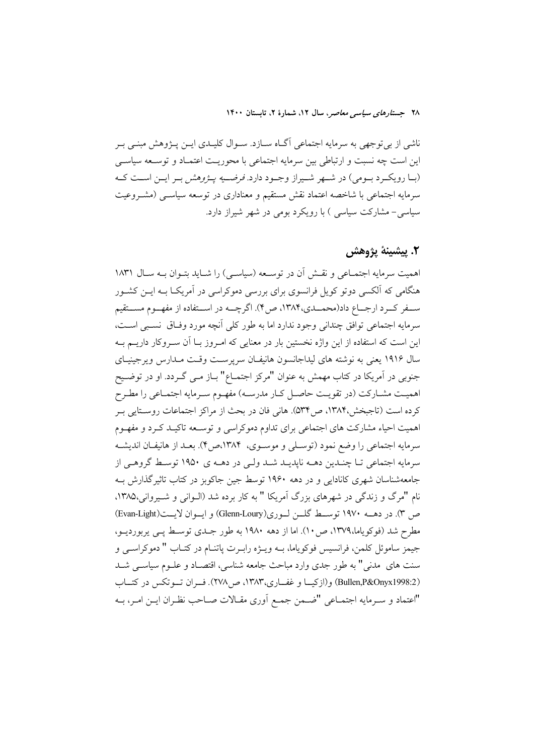ناشی از بی‌توجهی به سرمایه اجتماعی آگـاه سـازد. سـوال کلیـدی ایـن پـژوهش مبنـی بـر این است چه نسبت و ارتباطی بین سرمایه اجتماعی با محوریـت اعتمـاد و توسـعه سیاسـی (بـا رویکـرد بـومی) در شـهر شـیراز وجـود دارد. *فرضـیه پـژوهش* بـر ایـن اسـت کـه سرمایه اجتماعی با شاخصه اعتماد نقش مستقیم و معناداری در توسعه سیاسـی (مشـروعیت سیاسی- مشارکت سیاسی ) با رویکرد بومی در شهر شیراز دارد.

## ۲. پیشینهٔ پژوهش

اهمیت سرمایه اجتمـاعی و نقـش آن در توسـعه (سیاسـی) را شـاید بتـوان بـه سـال ۱۸۳۱ هنگامی که آلکسی دوتو کویل فرانسوی برای بررسی دموکراسی در آمریکـا بـه ایـن کشـور سـفر کـرد ارجـاع داد(محمـدی،۱۳۸۴، ص۴). اگرچـه در اسـتفاده از مفهـوم مسـتقیم سرمایه اجتماعی توافق چندانی وجود ندارد اما به طور کلی آنچه مورد وفـاق نسـبی اسـت، این است که استفاده از این واژه نخستین بار در معنایی که امـروز بـا آن سـروکار داریـم بـه سال ۱۹۱۶ یعنی به نوشته های لیداجانسون هانیفـان سرپرسـت وقـت مـدارس ویرجینیـای جنوبی در آمریکا در کتاب مهمش به عنوان "مرکز اجتمـاع" بـاز مـی گـردد. او در توضـیح اهمیـت مشـارکت (در تقویـت حاصـل کـار مدرسـه) مفهـوم سـرمایه اجتمـاعی را مطـرح کرده است (تاجبخش،۱۳۸۴، ص۵۳۴). هانی فان در بحث از مراکز اجتماعات روسـتایی بـر اهمیت احیاء مشارکت های اجتماعی برای تداوم دموکراسی و توسـعه تاکیـد کـرد و مفهـوم سرمایه اجتماعی را وضع نمود (توسـلی و موسـوی، ۱۳۸۴،ص۴). بعـد از هانیفـان اندیشـه سرمایه اجتماعی تـا چنـدین دهـه ناپدیـد شـد ولـی در دهـه ی ۱۹۵۰ توسـط گروهـی از جامعه‌شناسان شهری کانادایی و در دهه ۱۹۶۰ توسط جین جاکوبز در کتاب تاثیرگذارش بـه نام "مرگ و زندگی در شهرهای بزرگ آمریکا " به کار برده شد (الـوانی و شـیروانی،۱۳۸۵، ص ۳). در دهــه ۱۹۷۰ توســط گلــن لــوری(Glenn-Loury) و ایــوان لایــت(Evan-Light) مطرح شد (فوکویاما،۱۳۷۹، ص۱۰). اما از دهه ۱۹۸۰ به طور جـدی توسـط پـی یربوردیـو، جیمز ساموئل کلمن، فرانسیس فوکویاما، بـه ویـژه رابـرت پاتنـام در کتـاب " دموکراسـی و سنت های مدنی" به طور جدی وارد مباحث جامعه شناسی، اقتصـاد و علـوم سیاسـی شـد (Bullen,P&Onyx1998:2) و(ازکیـا و غفـاری،۱۳۸۳، ص۲۷۸). فـران تـوتکس در کتـاب "اعتماد و سـرمایه اجتمـاعی "ضـمن جمـع آوری مقـالات صـاحب نظـران ایـن امـر، بـه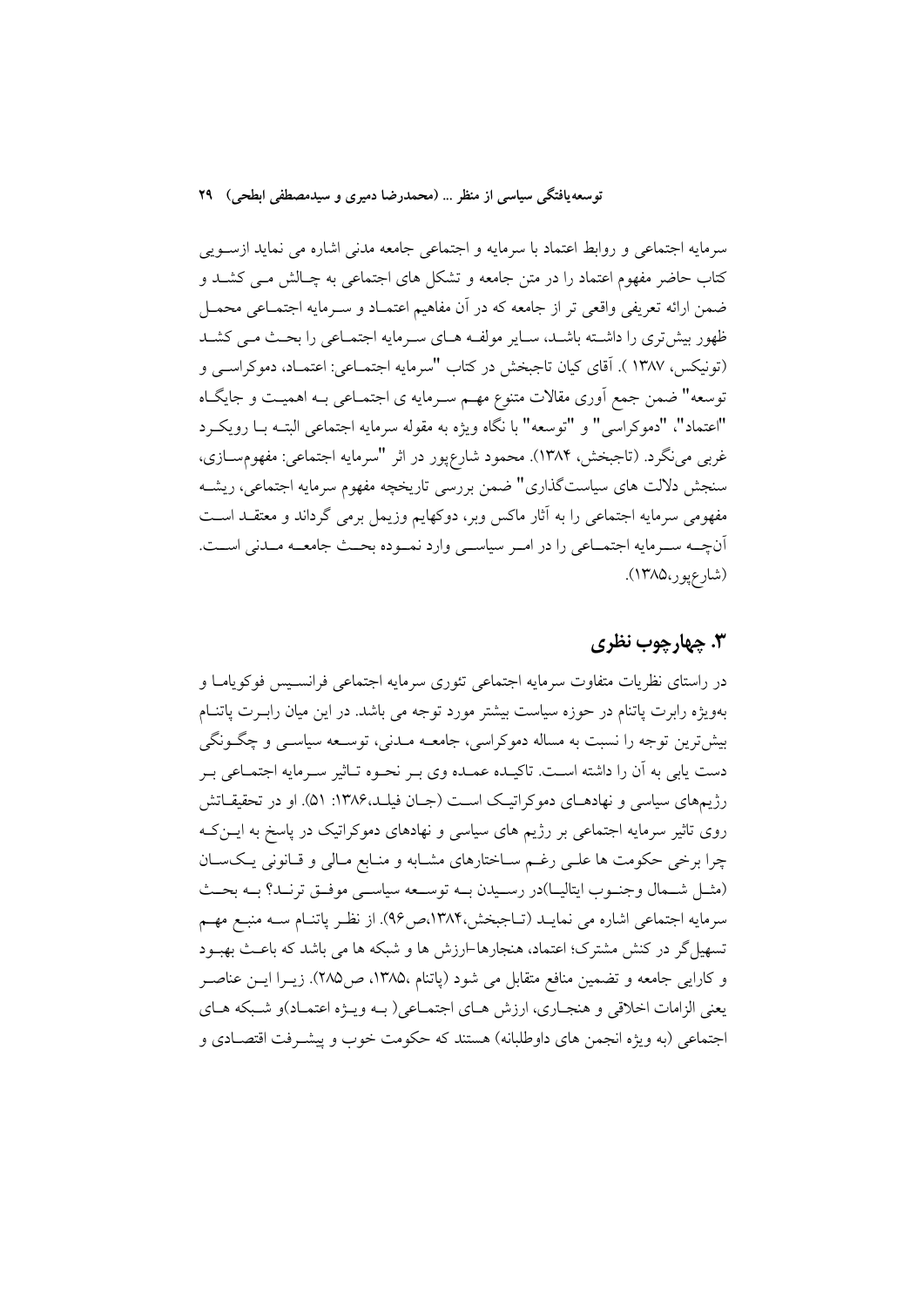سرمایه اجتماعی و روابط اعتماد با سرمایه و اجتماعی جامعه مدنی اشاره می نماید ازسویی کتاب حاضر مفهوم اعتماد را در متن جامعه و تشکل های اجتماعی به چالش می کشد و ضمن ارائه تعریفی واقعی تر از جامعه که در آن مفاهیم اعتماد و سرمایه اجتماعی محمل ظهور بیش‌تری را داشته باشد، سایر مولفه های سرمایه اجتماعی را بحث می کشد (تونیکس، ۱۳۸۷ ). آقای کیان تاجبخش در کتاب "سرمایه اجتماعی: اعتماد، دموکراسی و توسعه" ضمن جمع آوری مقالات متنوع مهم سرمایه ی اجتماعی به اهمیت و جایگاه "اعتماد"، "دموکراسی" و "توسعه" با نگاه ویژه به مقوله سرمایه اجتماعی البته با رویکرد غربی می‌نگرد. (تاجبخش، ۱۳۸۴). محمود شارع‌پور در اثر "سرمایه اجتماعی: مفهوم‌سازی، سنجش دلالت های سیاست‌گذاری" ضمن بررسی تاریخچه مفهوم سرمایه اجتماعی، ریشه مفهومی سرمایه اجتماعی را به آثار ماکس وبر، دوکهایم وزیمل برمی گرداند و معتقد است آنچه سرمایه اجتماعی را در امر سیاسی وارد نموده بحث جامعه مدنی است. (شارع‌پور،۱۳۸۵).

## ۳. چهارچوب نظری

در راستای نظریات متفاوت سرمایه اجتماعی تئوری سرمایه اجتماعی فرانسیس فوکویاما و به‌ویژه رابرت پاتنام در حوزه سیاست بیشتر مورد توجه می باشد. در این میان رابرت پاتنام بیش‌ترین توجه را نسبت به مساله دموکراسی، جامعه مدنی، توسعه سیاسی و چگونگی دست یابی به آن را داشته است. تاکیده عمده وی بر نحوه تاثیر سرمایه اجتماعی بر رژیم‌های سیاسی و نهادهای دموکراتیک است (جان فیلد،۱۳۸۶: ۵۱). او در تحقیقاتش روی تاثیر سرمایه اجتماعی بر رژیم های سیاسی و نهادهای دموکراتیک در پاسخ به این‌که چرا برخی حکومت ها علی رغم ساختارهای مشابه و منابع مالی و قانونی یک‌سان (مثل شمال وجنوب ایتالیا)در رسیدن به توسعه سیاسی موفق ترند؟ به بحث سرمایه اجتماعی اشاره می نماید (تاجبخش،۱۳۸۴،ص۹۶). از نظر پاتنام سه منبع مهم تسهیل‌گر در کنش مشترک؛ اعتماد، هنجارها-ارزش ها و شبکه ها می باشد که باعث بهبود و کارایی جامعه و تضمین منافع متقابل می شود (پاتنام ،۱۳۸۵، ص۲۸۵). زیرا این عناصر یعنی الزامات اخلاقی و هنجاری، ارزش های اجتماعی( به ویژه اعتماد)و شبکه های اجتماعی (به ویژه انجمن های داوطلبانه) هستند که حکومت خوب و پیشرفت اقتصادی و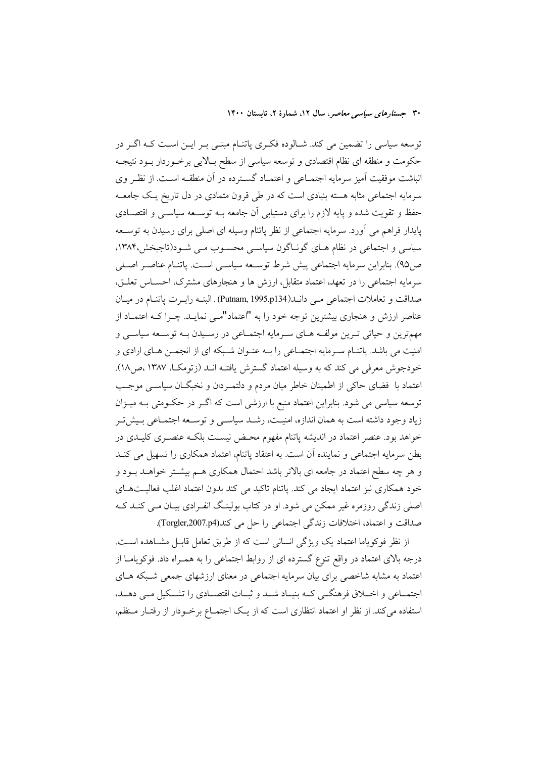توسعه سیاسی را تضمین می کند. شالوده فکری پاتنام مبنی بر این است که اگر در حکومت و منطقه ای نظام اقتصادی و توسعه سیاسی از سطح بالایی برخوردار بود نتیجه انباشت موفقیت آمیز سرمایه اجتماعی و اعتماد گسترده در آن منطقه است. از نظر وی سرمایه اجتماعی مثابه هسته بنیادی است که در طی قرون متمادی در دل تاریخ یک جامعه حفظ و تقویت شده و پایه لازم را برای دستیابی آن جامعه به توسعه سیاسی و اقتصادی پایدار فراهم می آورد. سرمایه اجتماعی از نظر پاتنام وسیله ای اصلی برای رسیدن به توسعه سیاسی و اجتماعی در نظام های گوناگون سیاسی محسوب می شود(تاجبخش،۱۳۸۴، ص۹۵). بنابراین سرمایه اجتماعی پیش شرط توسعه سیاسی است. پاتنام عناصر اصلی سرمایه اجتماعی را در تعهد، اعتماد متقابل، ارزش ها و هنجارهای مشترک، احساس تعلق، صداقت و تعاملات اجتماعی می داند(Putnam, 1995.p134) . البته رابرت پاتنام در میان عناصر ارزش و هنجاری بیشترین توجه خود را به "اعتماد"می نماید. چرا که اعتماد از مهم‌ترین و حیاتی ترین مولفه های سرمایه اجتماعی در رسیدن به توسعه سیاسی و امنیت می باشد. پاتنام سرمایه اجتماعی را به عنوان شبکه ای از انجمن های ارادی و خودجوش معرفی می کند که به وسیله اعتماد گسترش یافته اند (زتومکا، ۱۳۸۷ ،ص۱۸). اعتماد با فضای حاکی از اطمینان خاطر میان مردم و دلتمردان و نخبگان سیاسی موجب توسعه سیاسی می شود. بنابراین اعتماد منبع با ارزشی است که اگر در حکومتی به میزان زیاد وجود داشته است به همان اندازه، امنیت، رشد سیاسی و توسعه اجتماعی بیش‌تر خواهد بود. عنصر اعتماد در اندیشه پاتنام مفهوم محض نیست بلکه عنصری کلیدی در بطن سرمایه اجتماعی و نماینده آن است. به اعتقاد پاتنام، اعتماد همکاری را تسهیل می کند و هر چه سطح اعتماد در جامعه ای بالاتر باشد احتمال همکاری هم بیشتر خواهد بود و خود همکاری نیز اعتماد ایجاد می کند. پاتنام تاکید می کند بدون اعتماد اغلب فعالیت‌های اصلی زندگی روزمره غیر ممکن می شود. او در کتاب بولینگ انفرادی بیان می کند که صداقت و اعتماد، اختلافات زندگی اجتماعی را حل می کند(Torgler,2007.p4).

از نظر فوکویاما اعتماد یک ویژگی انسانی است که از طریق تعامل قابل مشاهده است. درجه بالای اعتماد در واقع تنوع گسترده ای از روابط اجتماعی را به همراه داد. فوکویاما از اعتماد به مشابه شاخصی برای بیان سرمایه اجتماعی در معنای ارزشهای جمعی شبکه های اجتماعی و اخلاق فرهنگی که بنیاد شد و ثبات اقتصادی را تشکیل می دهد، استفاده می‌کند. از نظر او اعتماد انتظاری است که از یک اجتماع برخودار از رفتار منظم،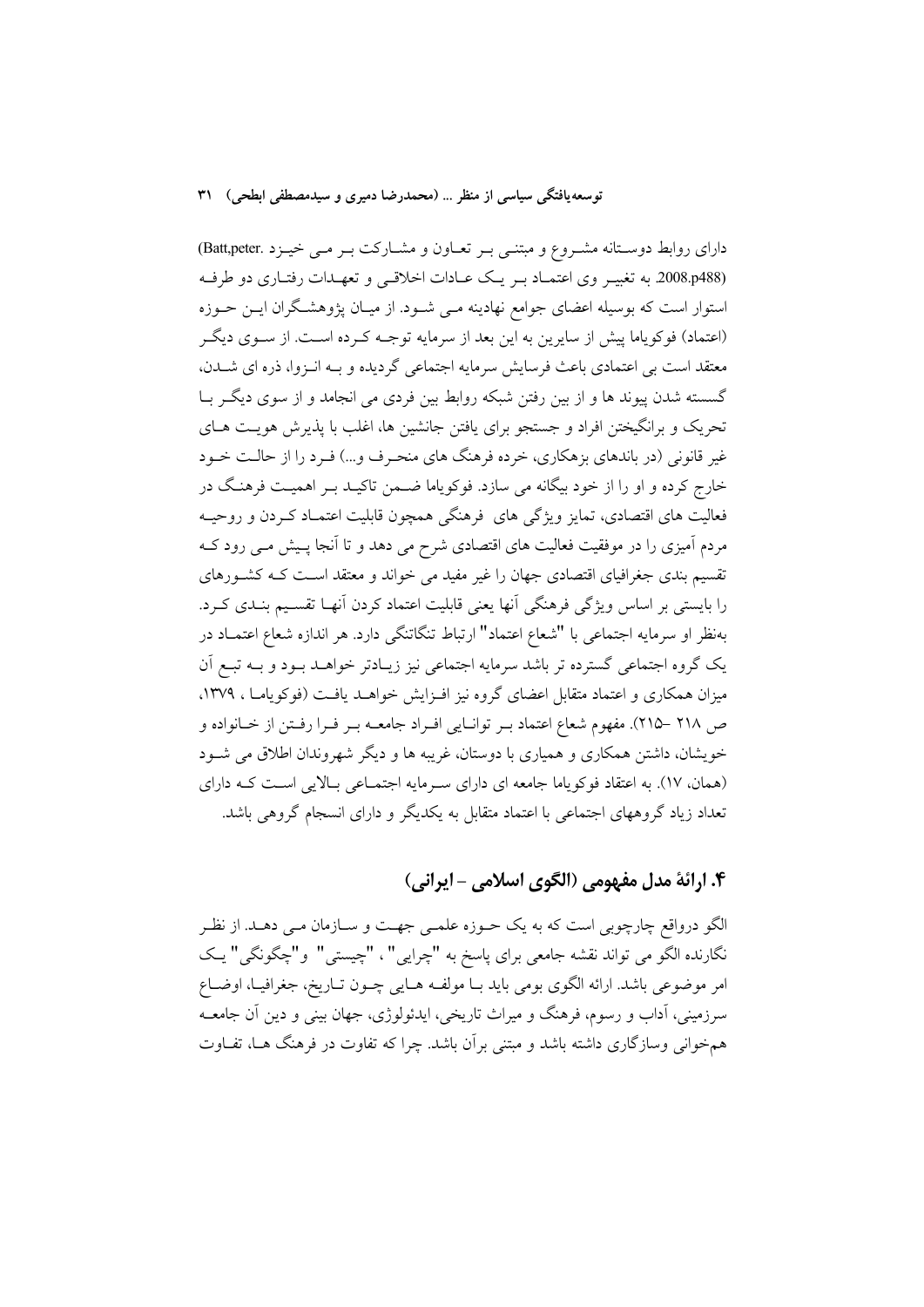دارای روابط دوستانه مشروع و مبتنی بر تعاون و مشارکت بر می خیزد .Batt,peter) (2008.p488. به تغبیر وی اعتماد بر یک عادات اخلاقی و تعهدات رفتاری دو طرفه استوار است که بوسیله اعضای جوامع نهادینه می شود. از میان پژوهشگران این حوزه (اعتماد) فوکویاما پیش از سایرین به این بعد از سرمایه توجه کرده است. از سوی دیگر معتقد است بی اعتمادی باعث فرسایش سرمایه اجتماعی گردیده و به انزوا، ذره ای شدن، گسسته شدن پیوند ها و از بین رفتن شبکه روابط بین فردی می انجامد و از سوی دیگر با تحریک و برانگیختن افراد و جستجو برای یافتن جانشین ها، اغلب با پذیرش هویت های غیر قانونی (در باندهای بزهکاری، خرده فرهنگ های منحرف و...) فرد را از حالت خود خارج کرده و او را از خود بیگانه می سازد. فوکویاما ضمن تاکید بر اهمیت فرهنگ در فعالیت های اقتصادی، تمایز ویژگی های فرهنگی همچون قابلیت اعتماد کردن و روحیه مردم آمیزی را در موفقیت فعالیت های اقتصادی شرح می دهد و تا آنجا پیش می رود که تقسیم بندی جغرافیای اقتصادی جهان را غیر مفید می خواند و معتقد است که کشورهای را بایستی بر اساس ویژگی فرهنگی آنها یعنی قابلیت اعتماد کردن آنها تقسیم بندی کرد. به‌نظر او سرمایه اجتماعی با "شعاع اعتماد" ارتباط تنگاتنگی دارد. هر اندازه شعاع اعتماد در یک گروه اجتماعی گسترده تر باشد سرمایه اجتماعی نیز زیادتر خواهد بود و به تبع آن میزان همکاری و اعتماد متقابل اعضای گروه نیز افزایش خواهد یافت (فوکویاما ، ۱۳۷۹، ص ۲۱۸ –۲۱۵). مفهوم شعاع اعتماد بر توانایی افراد جامعه بر فرا رفتن از خانواده و خویشان، داشتن همکاری و همیاری با دوستان، غریبه ها و دیگر شهروندان اطلاق می شود (همان، ۱۷). به اعتقاد فوکویاما جامعه ای دارای سرمایه اجتماعی بالایی است که دارای تعداد زیاد گروههای اجتماعی با اعتماد متقابل به یکدیگر و دارای انسجام گروهی باشد.

## ۴. ارائۀ مدل مفهومی (الگوی اسلامی – ایرانی)

الگو درواقع چارچوبی است که به یک حوزه علمی جهت و سازمان می دهد. از نظر نگارنده الگو می تواند نقشه جامعی برای پاسخ به "چرایی" ، "چیستی" و"چگونگی" یک امر موضوعی باشد. ارائه الگوی بومی باید با مولفه هایی چون تاریخ، جغرافیا، اوضاع سرزمینی، آداب و رسوم، فرهنگ و میراث تاریخی، ایدئولوژی، جهان بینی و دین آن جامعه هم‌خوانی وسازگاری داشته باشد و مبتنی برآن باشد. چرا که تفاوت در فرهنگ ها، تفاوت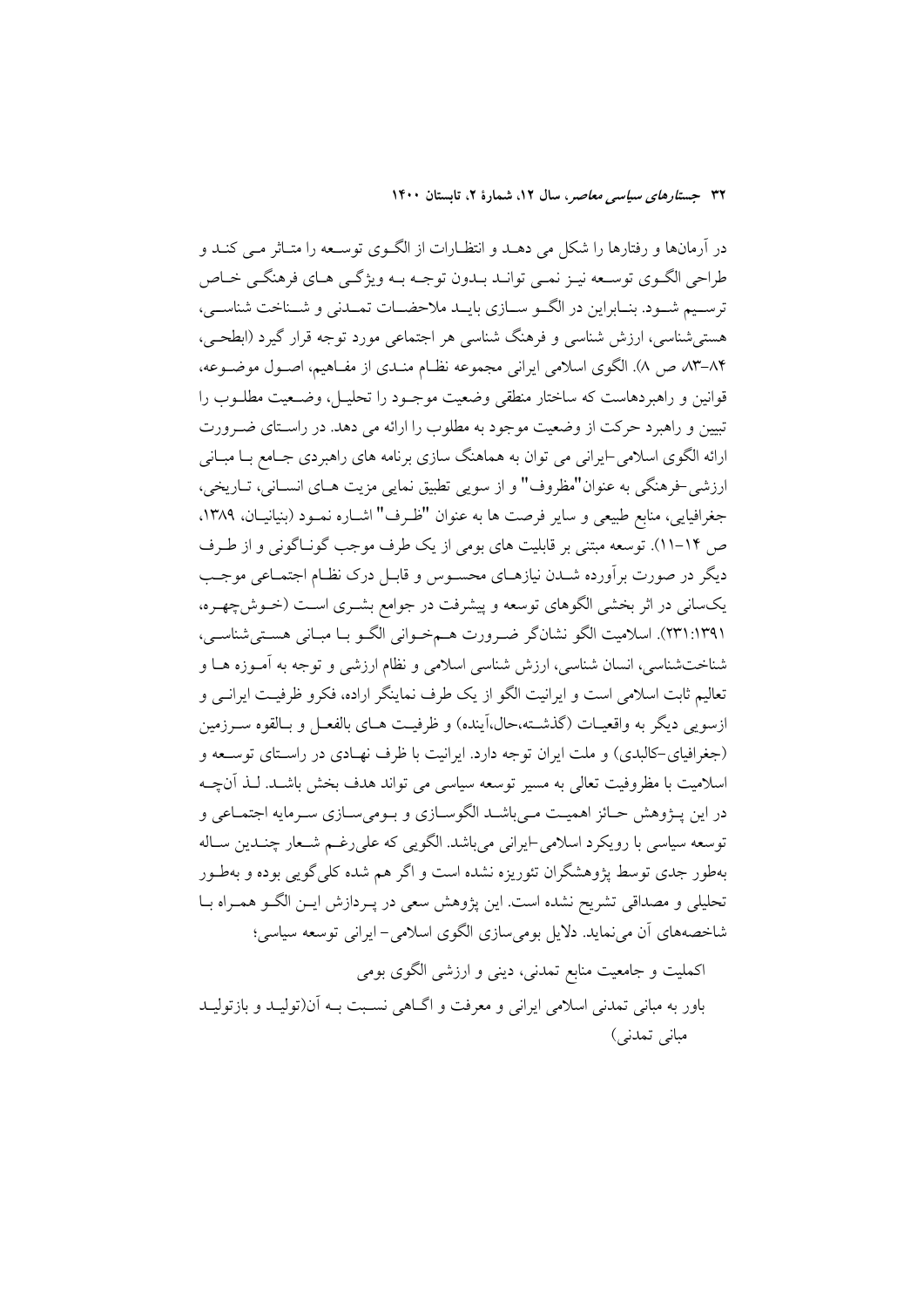در آرمان‌ها و رفتارها را شکل می دهـد و انتظـارات از الگـوی توسـعه را متـاثر مـی کنـد و طراحی الگـوی توسـعه نیـز نمـی توانـد بـدون توجـه بـه ویژگـی هـای فرهنگـی خـاص ترسـیم شـود. بنـابراین در الگـو سـازی بایـد ملاحضـات تمـدنی و شـناخت شناسـی، هستی‌شناسی، ارزش شناسی و فرهنگ شناسی هر اجتماعی مورد توجه قرار گیرد (ابطحـی، ۸۴-۸۳، ص ۸). الگوی اسلامی ایرانی مجموعه نظـام منـدی از مفـاهیم، اصـول موضـوعه، قوانین و راهبردهاست که ساختار منطقی وضعیت موجـود را تحلیـل، وضـعیت مطلـوب را تبیین و راهبرد حرکت از وضعیت موجود به مطلوب را ارائه می دهد. در راسـتای ضـرورت ارائه الگوی اسلامی-ایرانی می توان به هماهنگ سازی برنامه های راهبردی جـامع بـا مبـانی ارزشی-فرهنگی به عنوان"مظروف" و از سویی تطبیق نمایی مزیت هـای انسـانی، تـاریخی، جغرافیایی، منابع طبیعی و سایر فرصت ها به عنوان "ظـرف" اشـاره نمـود (بنیانیـان، ۱۳۸۹، ص ۱۴-۱۱). توسعه مبتنی بر قابلیت های بومی از یک طرف موجب گونـاگونی و از طـرف دیگر در صورت برآورده شـدن نیازهـای محسـوس و قابـل درک نظـام اجتمـاعی موجـب یک‌سانی در اثر بخشی الگوهای توسعه و پیشرفت در جوامع بشـری اسـت (خـوش‌چهـره، ۱۳۹۱:۲۳۱). اسلامیت الگو نشان‌گر ضـرورت هـم‌خـوانی الگـو بـا مبـانی هسـتی‌شناسـی، شناخت‌شناسی، انسان شناسی، ارزش شناسی اسلامی و نظام ارزشی و توجه به آمـوزه هـا و تعالیم ثابت اسلامی است و ایرانیت الگو از یک طرف نماینگر اراده، فکرو ظرفیـت ایرانـی و ازسویی دیگر به واقعیـات (گذشـته،حال،آینده) و ظرفیـت هـای بالفعـل و بـالقوه سـرزمین (جغرافیای-کالبدی) و ملت ایران توجه دارد. ایرانیت با ظرف نهـادی در راسـتای توسـعه و اسلامیت با مظروفیت تعالی به مسیر توسعه سیاسی می تواند هدف بخش باشـد. لـذ آن‌چـه در این پـژوهش حـائز اهمیـت مـی‌باشـد الگوسـازی و بـومی‌سـازی سـرمایه اجتمـاعی و توسعه سیاسی با رویکرد اسلامی-ایرانی می‌باشد. الگویی که علی‌رغـم شـعار چنـدین سـاله به‌طور جدی توسط پژوهشگران تئوریزه نشده است و اگر هم شده کلی‌گویی بوده و به‌طـور تحلیلی و مصداقی تشریح نشده است. این پژوهش سعی در پـردازش ایـن الگـو همـراه بـا شاخصه‌های آن می‌نماید. دلایل بومی‌سازی الگوی اسلامی- ایرانی توسعه سیاسی؛

اکملیت و جامعیت منابع تمدنی، دینی و ارزشی الگوی بومی

باور به مبانی تمدنی اسلامی ایرانی و معرفت و اگـاهی نسـبت بـه آن(تولیـد و بازتولیـد مبانی تمدنی)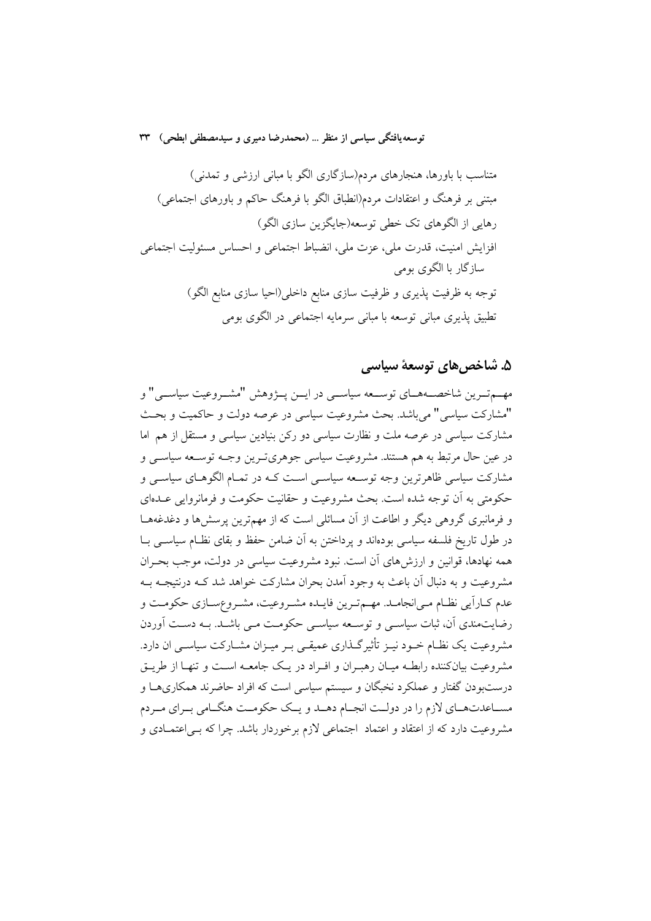متناسب با باورها، هنجارهای مردم(سازگاری الگو با مبانی ارزشی و تمدنی)

مبتنی بر فرهنگ و اعتقادات مردم(انطباق الگو با فرهنگ حاکم و باورهای اجتماعی)

رهایی از الگوهای تک خطی توسعه(جایگزین سازی الگو)

افزایش امنیت، قدرت ملی، عزت ملی، انضباط اجتماعی و احساس مسئولیت اجتماعی سازگار با الگوی بومی

توجه به ظرفیت پذیری و ظرفیت سازی منابع داخلی(احیا سازی منابع الگو)

تطبیق پذیری مبانی توسعه با مبانی سرمایه اجتماعی در الگوی بومی

## ۵. شاخص‌های توسعهٔ سیاسی

مهم‌ترین شاخصه‌های توسعه سیاسی در این پژوهش "مشروعیت سیاسی" و "مشارکت سیاسی" می‌باشد. بحث مشروعیت سیاسی در عرصه دولت و حاکمیت و بحث مشارکت سیاسی در عرصه ملت و نظارت سیاسی دو رکن بنیادین سیاسی و مستقل از هم اما در عین حال مرتبط به هم هستند. مشروعیت سیاسی جوهری‌ترین وجه توسعه سیاسی و مشارکت سیاسی ظاهرترین وجه توسعه سیاسی است که در تمام الگوهای سیاسی و حکومتی به آن توجه شده است. بحث مشروعیت و حقانیت حکومت و فرمانروایی عده‌ای و فرمانبری گروهی دیگر و اطاعت از آن مسائلی است که از مهم‌ترین پرسش‌ها و دغدغه‌ها در طول تاریخ فلسفه سیاسی بوده‌اند و پرداختن به آن ضامن حفظ و بقای نظام سیاسی با همه نهادها، قوانین و ارزش‌های آن است. نبود مشروعیت سیاسی در دولت، موجب بحران مشروعیت و به دنبال آن باعث به وجود آمدن بحران مشارکت خواهد شد که درنتیجه به عدم کارآیی نظام می‌انجامد. مهم‌ترین فایده مشروعیت، مشروع‌سازی حکومت و رضایت‌مندی آن، ثبات سیاسی و توسعه سیاسی حکومت می باشد. به دست آوردن مشروعیت یک نظام خود نیز تأثیرگذاری عمیقی بر میزان مشارکت سیاسی ان دارد. مشروعیت بیان‌کننده رابطه میان رهبران و افراد در یک جامعه است و تنها از طریق درست‌بودن گفتار و عملکرد نخبگان و سیستم سیاسی است که افراد حاضرند همکاری‌ها و مساعدت‌های لازم را در دولت انجام دهد و یک حکومت هنگامی برای مردم مشروعیت دارد که از اعتقاد و اعتماد اجتماعی لازم برخوردار باشد. چرا که بی‌اعتمادی و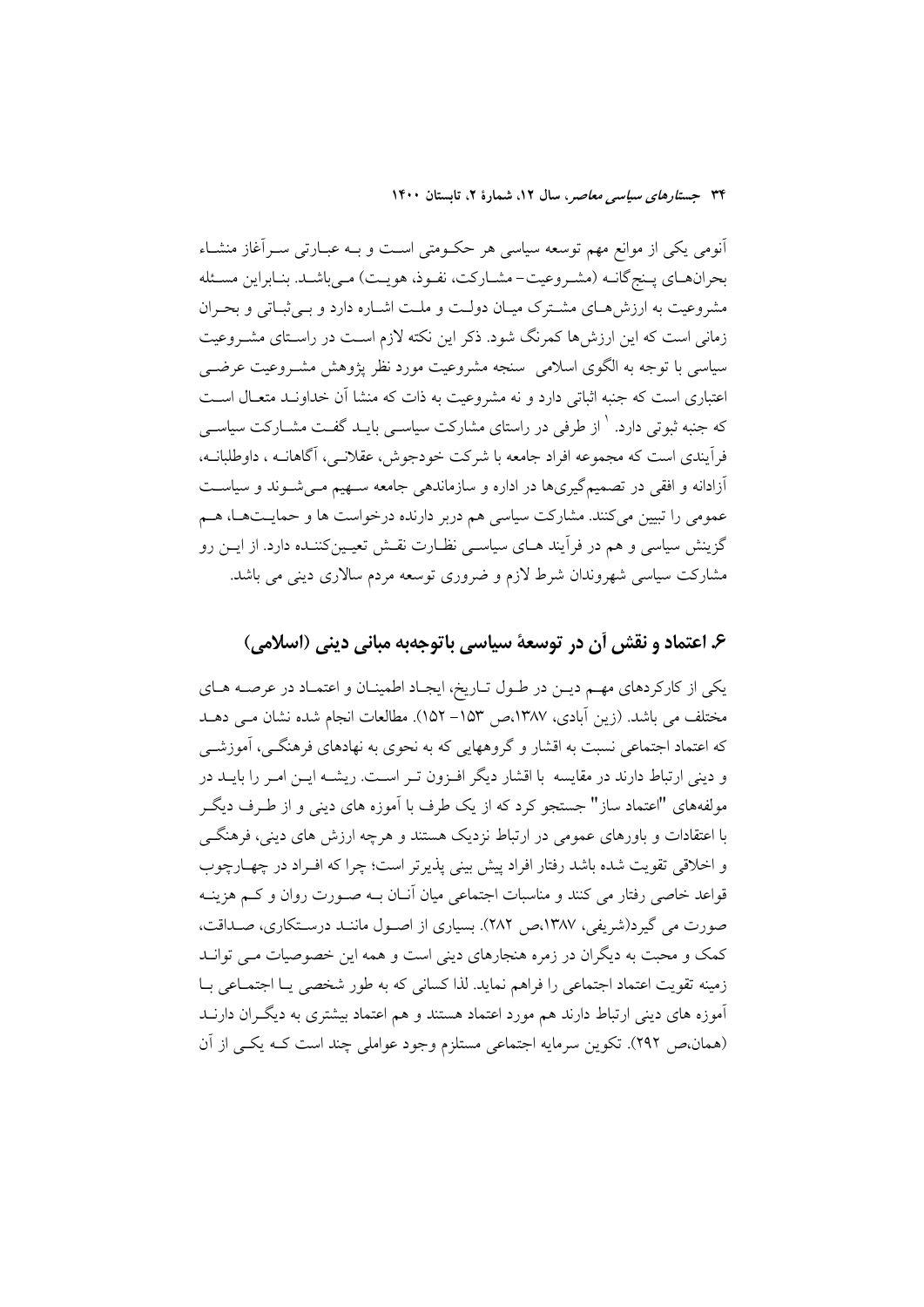آنومی یکی از موانع مهم توسعه سیاسی هر حکـومتی اسـت و بـه عبـارتی سـرآغاز منشـاء بحران‌هـای پـنج‌گانـه (مشـروعیت- مشـارکت، نفـوذ، هویـت) مـی‌باشـد. بنـابراین مسـئله مشروعیت به ارزش‌هـای مشـترک میـان دولـت و ملـت اشـاره دارد و بـی‌ثبـاتی و بحـران زمانی است که این ارزش‌ها کمرنگ شود. ذکر این نکته لازم اسـت در راسـتای مشـروعیت سیاسی با توجه به الگوی اسلامی سنجه مشروعیت مورد نظر پژوهش مشـروعیت عرضـی اعتباری است که جنبه اثباتی دارد و نه مشروعیت به ذات که منشا آن خداونـد متعـال اسـت که جنبه ثبوتی دارد.[1] از طرفی در راستای مشارکت سیاسـی بایـد گفـت مشـارکت سیاسـی فرآیندی است که مجموعه افراد جامعه با شرکت خودجوش، عقلانـی، آگاهانـه ، داوطلبانـه، آزادانه و افقی در تصمیم‌گیری‌ها در اداره و سازماندهی جامعه سـهیم مـی‌شـوند و سیاسـت عمومی را تبیین می‌کنند. مشارکت سیاسی هم دربر دارنده درخواست ها و حمایـت‌هـا، هـم گزینش سیاسی و هم در فرآیند هـای سیاسـی نظـارت نقـش تعیـین‌کننـده دارد. از ایـن رو مشارکت سیاسی شهروندان شرط لازم و ضروری توسعه مردم سالاری دینی می باشد.

## ۶. اعتماد و نقش آن در توسعهٔ سیاسی باتوجه‌به مبانی دینی (اسلامی)

یکی از کارکردهای مهـم دیـن در طـول تـاریخ، ایجـاد اطمینـان و اعتمـاد در عرصـه هـای مختلف می باشد. (زین آبادی، ۱۳۸۷،ص ۱۵۳- ۱۵۲). مطالعات انجام شده نشان مـی دهـد که اعتماد اجتماعی نسبت به اقشار و گروههایی که به نحوی به نهادهای فرهنگـی، آموزشـی و دینی ارتباط دارند در مقایسه با اقشار دیگر افـزون تـر اسـت. ریشـه ایـن امـر را بایـد در مولفه‌های "اعتماد ساز" جستجو کرد که از یک طرف با آموزه های دینی و از طـرف دیگـر با اعتقادات و باورهای عمومی در ارتباط نزدیک هستند و هرچه ارزش های دینی، فرهنگـی و اخلاقی تقویت شده باشد رفتار افراد پیش بینی پذیرتر است؛ چرا که افـراد در چهـارچوب قواعد خاصی رفتار می کنند و مناسبات اجتماعی میان آنـان بـه صـورت روان و کـم هزینـه صورت می گیرد(شریفی، ۱۳۸۷،ص ۲۸۲). بسیاری از اصـول ماننـد درسـتکاری، صـداقت، کمک و محبت به دیگران در زمره هنجارهای دینی است و همه این خصوصیات مـی توانـد زمینه تقویت اعتماد اجتماعی را فراهم نماید. لذا کسانی که به طور شخصی یـا اجتمـاعی بـا آموزه های دینی ارتباط دارند هم مورد اعتماد هستند و هم اعتماد بیشتری به دیگـران دارنـد (همان،ص ۲۹۲). تکوین سرمایه اجتماعی مستلزم وجود عواملی چند است کـه یکـی از آن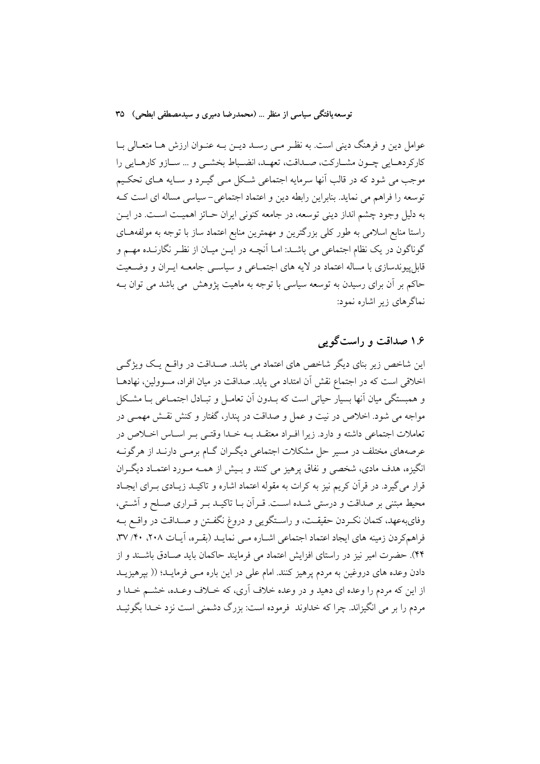عوامل دین و فرهنگ دینی است. به نظر می رسد دین به عنوان ارزش ها متعالی با کارکردهایی چون مشارکت، صداقت، تعهد، انضباط بخشی و ... سازو کارهایی را موجب می شود که در قالب آنها سرمایه اجتماعی شکل می گیرد و سایه های تحکیم توسعه را فراهم می نماید. بنابراین رابطه دین و اعتماد اجتماعی- سیاسی مساله ای است که به دلیل وجود چشم انداز دینی توسعه، در جامعه کنونی ایران حائز اهمیت است. در این راستا منابع اسلامی به طور کلی بزرگترین و مهمترین منابع اعتماد ساز با توجه به مولفه‌های گوناگون در یک نظام اجتماعی می باشد: اما آنچه در این میان از نظر نگارنده مهم و قابل‌پیوندسازی با مساله اعتماد در لایه های اجتماعی و سیاسی جامعه ایران و وضعیت حاکم بر آن برای رسیدن به توسعه سیاسی با توجه به ماهیت پژوهش می باشد می توان به نماگرهای زیر اشاره نمود:

## ۱.۶ صداقت و راست‌گویی

این شاخص زیر بنای دیگر شاخص های اعتماد می باشد. صداقت در واقع یک ویژگی اخلاقی است که در اجتماع نقش آن امتداد می یابد. صداقت در میان افراد، مسوولین، نهادها و همبستگی میان آنها بسیار حیاتی است که بدون آن تعامل و تبادل اجتماعی با مشکل مواجه می شود. اخلاص در نیت و عمل و صداقت در پندار، گفتار و کنش نقش مهمی در تعاملات اجتماعی داشته و دارد. زیرا افراد معتقد به خدا وقتی بر اساس اخلاص در عرصه‌های مختلف در مسیر حل مشکلات اجتماعی دیگران گام برمی دارند از هرگونه انگیزه، هدف مادی، شخصی و نفاق پرهیز می کنند و بیش از همه مورد اعتماد دیگران قرار می‌گیرد. در قرآن کریم نیز به کرات به مقوله اعتماد اشاره و تاکید زیادی برای ایجاد محیط مبتنی بر صداقت و درستی شده است. قرآن با تاکید بر قراری صلح و آشتی، وفای‌به‌عهد، کتمان نکردن حقیقت، و راستگویی و دروغ نگفتن و صداقت در واقع به فراهم‌کردن زمینه های ایجاد اعتماد اجتماعی اشاره می نماید (بقره، آیات ۲۰۸، ۴۰/ ۳۷، ۴۴). حضرت امیر نیز در راستای افزایش اعتماد می فرمایند حاکمان باید صادق باشند و از دادن وعده های دروغین به مردم پرهیز کنند. امام علی در این باره می فرماید؛ (( بپرهیزید از این که مردم را وعده ای دهید و در وعده خلاف آری، که خلاف وعده، خشم خدا و مردم را بر می انگیزاند. چرا که خداوند فرموده است: بزرگ دشمنی است نزد خدا بگوئید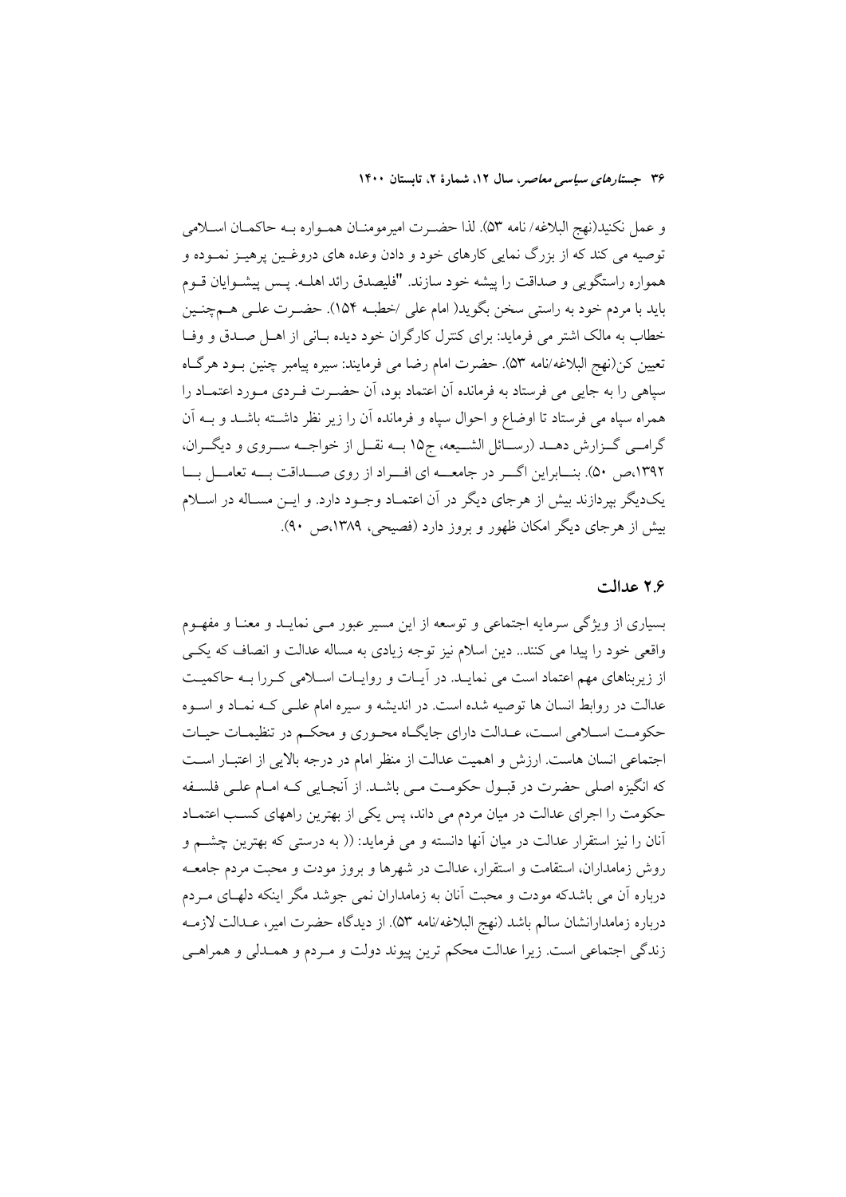و عمل نکنید(نهج البلاغه/ نامه ۵۳). لذا حضـرت امیرمومنـان همـواره بـه حاکمـان اسـلامی توصیه می کند که از بزرگ نمایی کارهای خود و دادن وعده های دروغـین پرهیـز نمـوده و همواره راستگویی و صداقت را پیشه خود سازند. "فلیصدق رائد اهلـه. پـس پیشـوایان قـوم باید با مردم خود به راستی سخن بگوید( امام علی /خطبـه ۱۵۴). حضـرت علـی هـم‌چنـین خطاب به مالک اشتر می فرماید: برای کنترل کارگران خود دیده بـانی از اهـل صـدق و وفـا تعیین کن(نهج البلاغه/نامه ۵۳). حضرت امام رضا می فرمایند: سیره پیامبر چنین بـود هرگـاه سپاهی را به جایی می فرستاد به فرمانده آن اعتماد بود، آن حضـرت فـردی مـورد اعتمـاد را همراه سپاه می فرستاد تا اوضاع و احوال سپاه و فرمانده آن را زیر نظر داشـته باشـد و بـه آن گرامـی گـزارش دهـد (رسـائل الشـیعه، ج۱۵ بـه نقـل از خواجـه سـروی و دیگـران، ۱۳۹۲،ص ۵۰). بنـابراین اگـر در جامعـه ای افـراد از روی صـداقت بـه تعامـل بـا یک‌دیگر بپردازند بیش از هرجای دیگر در آن اعتمـاد وجـود دارد. و ایـن مساله در اسـلام بیش از هرجای دیگر امکان ظهور و بروز دارد (فصیحی، ۱۳۸۹،ص ۹۰).

### ۲.۶ عدالت

بسیاری از ویژگی سرمایه اجتماعی و توسعه از این مسیر عبور مـی نمایـد و معنـا و مفهـوم واقعی خود را پیدا می کنند.. دین اسلام نیز توجه زیادی به مساله عدالت و انصاف که یکـی از زیربناهای مهم اعتماد است می نمایـد. در آیـات و روایـات اسـلامی کـررا بـه حاکمیـت عدالت در روابط انسان ها توصیه شده است. در اندیشه و سیره امام علـی کـه نمـاد و اسـوه حکومـت اسـلامی اسـت، عـدالت دارای جایگـاه محـوری و محکـم در تنظیمـات حیـات اجتماعی انسان هاست. ارزش و اهمیت عدالت از منظر امام در درجه بالایی از اعتبـار اسـت که انگیزه اصلی حضرت در قبـول حکومـت مـی باشـد. از آنجـایی کـه امـام علـی فلسـفه حکومت را اجرای عدالت در میان مردم می داند، پس یکی از بهترین راههای کسـب اعتمـاد آنان را نیز استقرار عدالت در میان آنها دانسته و می فرماید: (( به درستی که بهترین چشـم و روش زمامداران، استقامت و استقرار، عدالت در شهرها و بروز مودت و محبت مردم جامعـه درباره آن می باشدکه مودت و محبت آنان به زمامداران نمی جوشد مگر اینکه دلهـای مـردم درباره زمامدارانشان سالم باشد (نهج البلاغه/نامه ۵۳). از دیدگاه حضرت امیر، عـدالت لازمـه زندگی اجتماعی است. زیرا عدالت محکم ترین پیوند دولت و مـردم و همـدلی و همراهـی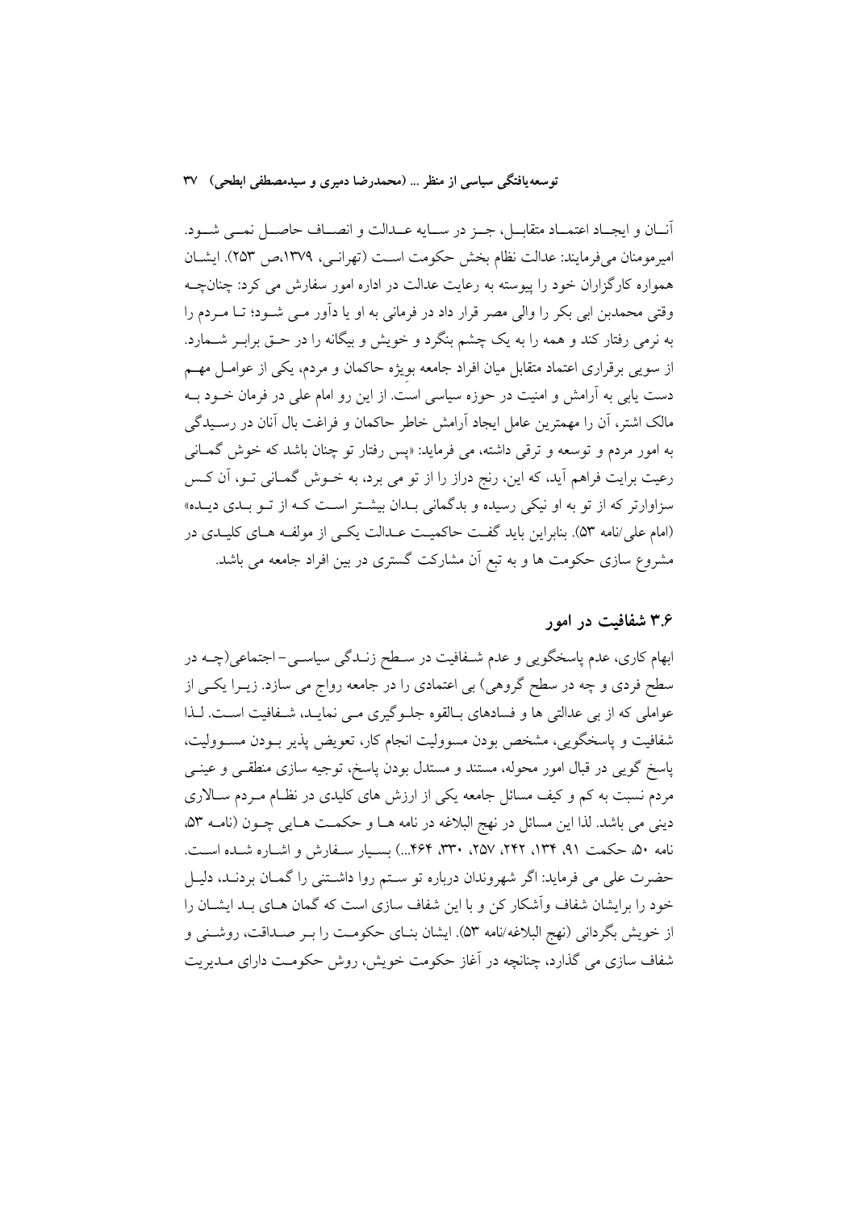آنـان و ایجـاد اعتمـاد متقابـل، جـز در سـایه عـدالت و انصـاف حاصـل نمـی شـود. امیرمومنان می‌فرمایند: عدالت نظام بخش حکومت اسـت (تهرانـی، ۱۳۷۹،ص ۲۵۳). ایشـان همواره کارگزاران خود را پیوسته به رعایت عدالت در اداره امور سفارش می کرد: چنانچـه وقتی محمدبن ابی بکر را والی مصر قرار داد در فرمانی به او یا دآور مـی شـود؛ تـا مـردم را به نرمی رفتار کند و همه را به یک چشم بنگرد و خویش و بیگانه را در حـق برابـر شـمارد. از سویی برقراری اعتماد متقابل میان افراد جامعه بویژه حاکمان و مردم، یکی از عوامـل مهـم دست یابی به آرامش و امنیت در حوزه سیاسی است. از این رو امام علی در فرمان خـود بـه مالک اشتر، آن را مهمترین عامل ایجاد آرامش خاطر حاکمان و فراغت بال آنان در رسـیدگی به امور مردم و توسعه و ترقی داشته، می فرماید: «پس رفتار تو چنان باشد که خوش گمـانی رعیت برایت فراهم آید، که این، رنج دراز را از تو می برد، به خـوش گمـانی تـو، آن کـس سزاوارتر که از تو به او نیکی رسیده و بدگمانی بـدان بیشـتر اسـت کـه از تـو بـدی دیـده» (امام علی/نامه ۵۳). بنابراین باید گفـت حاکمیـت عـدالت یکـی از مولفـه هـای کلیـدی در مشروع سازی حکومت ها و به تبع آن مشارکت گستری در بین افراد جامعه می باشد.

## ۳.۶ شفافیت در امور

ابهام کاری، عدم پاسخگویی و عدم شـفافیت در سـطح زنـدگی سیاسـی- اجتماعی(چـه در سطح فردی و چه در سطح گروهی) بی اعتمادی را در جامعه رواج می سازد. زیـرا یکـی از عواملی که از بی عدالتی ها و فسادهای بـالقوه جلـوگیری مـی نمایـد، شـفافیت اسـت. لـذا شفافیت و پاسخگویی، مشخص بودن مسوولیت انجام کار، تعویض پذیر بـودن مسـوولیت، پاسخ گویی در قبال امور محوله، مستند و مستدل بودن پاسخ، توجیه سازی منطقـی و عینـی مردم نسبت به کم و کیف مسائل جامعه یکی از ارزش های کلیدی در نظـام مـردم سـالاری دینی می باشد. لذا این مسائل در نهج البلاغه در نامه هـا و حکمـت هـایی چـون (نامـه ۵۳، نامه ۵۰، حکمت ۹۱، ۱۳۴، ۲۴۲، ۲۵۷، ۳۳۰، ۴۶۴...) بسـیار سـفارش و اشـاره شـده اسـت. حضرت علی می فرماید: اگر شهروندان درباره تو سـتم روا داشـتنی را گمـان بردنـد، دلیـل خود را برایشان شفاف وآشکار کن و با این شفاف سازی است که گمان هـای بـد ایشـان را از خویش بگردانی (نهج البلاغه/نامه ۵۳). ایشان بنـای حکومـت را بـر صـداقت، روشـنی و شفاف سازی می گذارد، چنانچه در آغاز حکومت خویش، روش حکومـت دارای مـدیریت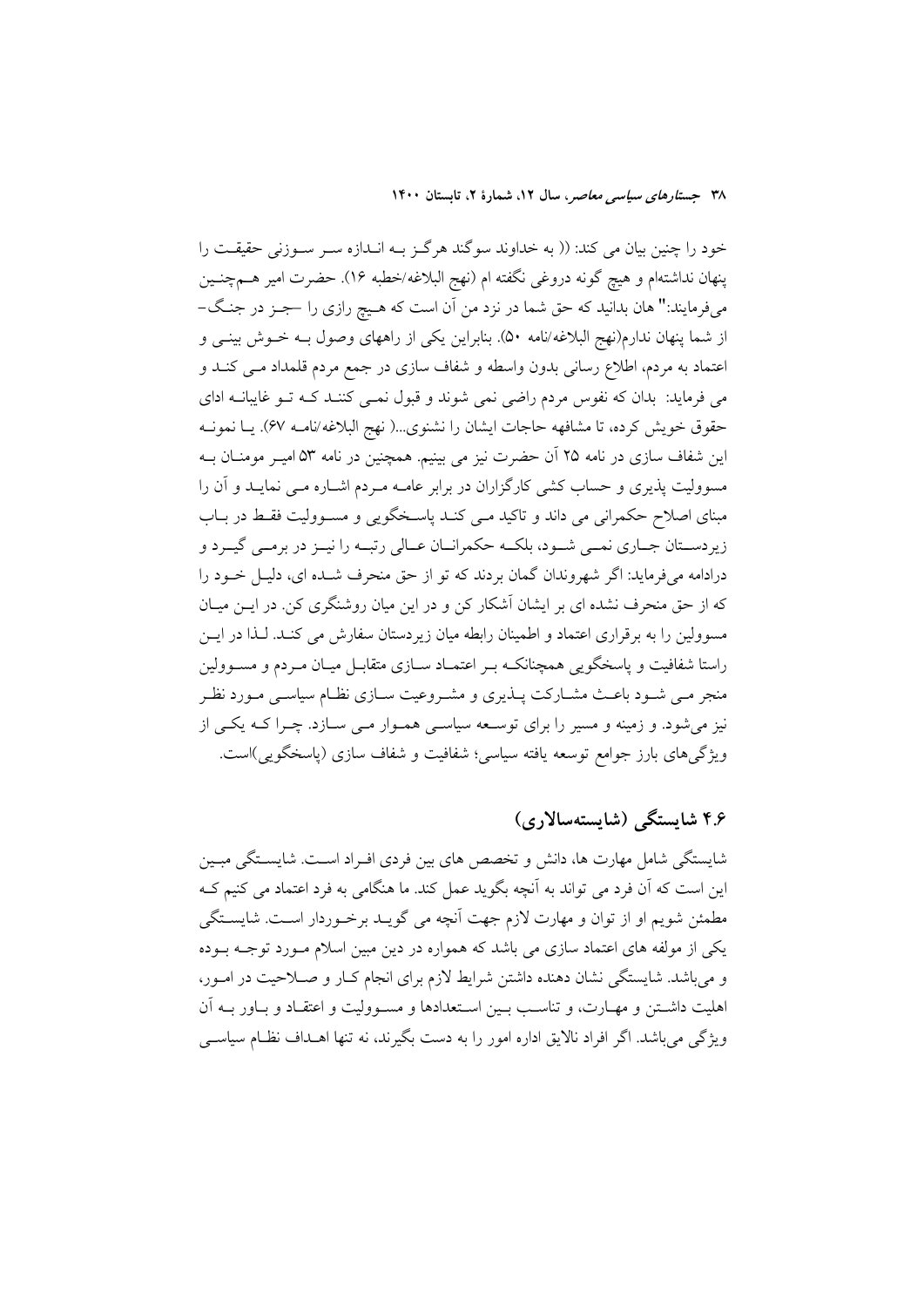خود را چنین بیان می کند: (( به خداوند سوگند هرگـز بـه انـدازه سـر سـوزنی حقیقـت را پنهان نداشتهام و هیچ گونه دروغی نگفته ام (نهج البلاغه/خطبه ۱۶). حضرت امیر هـمچنـین میفرمایند:" هان بدانید که حق شما در نزد من آن است که هـیچ رازی را –جـز در جنـگ– از شما پنهان ندارم(نهج البلاغه/نامه ۵۰). بنابراین یکی از راههای وصول بـه خـوش بینـی و اعتماد به مردم، اطلاع رسانی بدون واسطه و شفاف سازی در جمع مردم قلمداد مـی کنـد و می فرماید: بدان که نفوس مردم راضی نمی شوند و قبول نمـی کننـد کـه تـو غایبانـه ادای حقوق خویش کرده، تا مشافهه حاجات ایشان را نشنوی...( نهج البلاغه/نامـه ۶۷). یـا نمونـه این شفاف سازی در نامه ۲۵ آن حضرت نیز می بینیم. همچنین در نامه ۵۳ امیـر مومنـان بـه مسوولیت پذیری و حساب کشی کارگزاران در برابر عامـه مـردم اشـاره مـی نمایـد و آن را مبنای اصلاح حکمرانی می داند و تاکید مـی کنـد پاسـخگویی و مسـوولیت فقـط در بـاب زیردسـتان جـاری نمـی شـود، بلکـه حکمرانـان عـالی رتبـه را نیـز در برمـی گیـرد و درادامه میفرماید: اگر شهروندان گمان بردند که تو از حق منحرف شـده ای، دلیـل خـود را که از حق منحرف نشده ای بر ایشان آشکار کن و در این میان روشنگری کن. در ایـن میـان مسوولین را به برقراری اعتماد و اطمینان رابطه میان زیردستان سفارش می کنـد. لـذا در ایـن راستا شفافیت و پاسخگویی همچنانکـه بـر اعتمـاد سـازی متقابـل میـان مـردم و مسـوولین منجر مـی شـود باعـث مشـارکت پـذیری و مشـروعیت سـازی نظـام سیاسـی مـورد نظـر نیز میشود. و زمینه و مسیر را برای توسـعه سیاسـی همـوار مـی سـازد. چـرا کـه یکـی از ویژگیهای بارز جوامع توسعه یافته سیاسی؛ شفافیت و شفاف سازی (پاسخگویی)است.

## ۴.۶ شایستگی (شایستهسالاری)

شایستگی شامل مهارت ها، دانش و تخصص های بین فردی افـراد اسـت. شایسـتگی مبـین این است که آن فرد می تواند به آنچه بگوید عمل کند. ما هنگامی به فرد اعتماد می کنیم کـه مطمئن شویم او از توان و مهارت لازم جهت آنچه می گویـد برخـوردار اسـت. شایسـتگی یکی از مولفه های اعتماد سازی می باشد که همواره در دین مبین اسلام مـورد توجـه بـوده و میباشد. شایستگی نشان دهنده داشتن شرایط لازم برای انجام کـار و صـلاحیت در امـور، اهلیت داشـتن و مهـارت، و تناسـب بـین اسـتعدادها و مسـوولیت و اعتقـاد و بـاور بـه آن ویژگی میباشد. اگر افراد نالایق اداره امور را به دست بگیرند، نه تنها اهـداف نظـام سیاسـی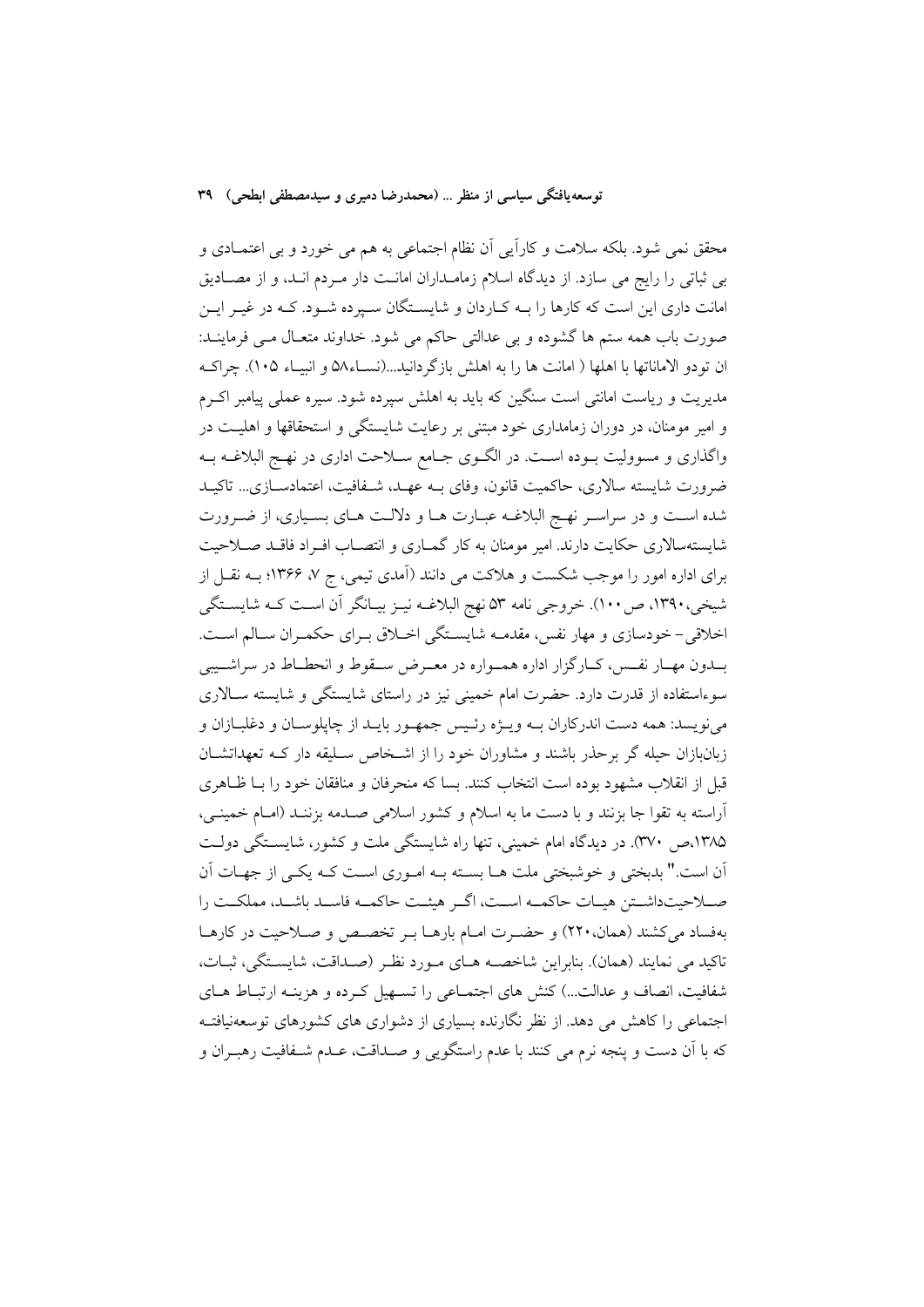محقق نمی شود. بلکه سلامت و کارآیی آن نظام اجتماعی به هم می خورد و بی اعتمـادی و بی ثباتی را رایج می سازد. از دیدگاه اسلام زمامـداران امانـت دار مـردم انـد، و از مصـادیق امانت داری این است که کارها را بـه کـاردان و شایسـتگان سـپرده شـود. کـه در غیـر ایـن صورت باب همه ستم ها گشوده و بی عدالتی حاکم می شود. خداوند متعـال مـی فرماینـد: ان تودو الاماناتها با اهلها ( امانت ها را به اهلش بازگردانید...(نسـاء۵۸ و انبیـاء ۱۰۵). چراکـه مدیریت و ریاست امانتی است سنگین که باید به اهلش سپرده شود. سیره عملی پیامبر اکـرم و امیر مومنان، در دوران زمامداری خود مبتنی بر رعایت شایستگی و استحقاقها و اهلیـت در واگذاری و مسوولیت بـوده اسـت. در الگـوی جـامع سـلاحت اداری در نهـج البلاغـه بـه ضرورت شایسته سالاری، حاکمیت قانون، وفای بـه عهـد، شـفافیت، اعتمادسـازی... تاکیـد شده اسـت و در سراسـر نهـج البلاغـه عبـارت هـا و دلالـت هـای بسـیاری، از ضـرورت شایسته‌سالاری حکایت دارند. امیر مومنان به کار گمـاری و انتصـاب افـراد فاقـد صـلاحیت برای اداره امور را موجب شکست و هلاکت می دانند (آمدی تیمی، ج ۷، ۱۳۶۶؛ بـه نقـل از شیخی،۱۳۹۰، ص۱۰۰). خروجی نامه ۵۳ نهج البلاغـه نیـز بیـانگر آن اسـت کـه شایسـتگی اخلاقی– خودسازی و مهار نفس، مقدمـه شایسـتگی اخـلاق بـرای حکمـران سـالم اسـت. بـدون مهـار نفـس، کـارگزار اداره همـواره در معـرض سـقوط و انحطـاط در سراشـیبی سوءاستفاده از قدرت دارد. حضرت امام خمینی نیز در راستای شایستگی و شایسته سـالاری می‌نویسد: همه دست اندرکاران بـه ویـژه رئـیس جمهـور بایـد از چاپلوسـان و دغلبـازان و زبان‌بازان حیله گر برحذر باشند و مشاوران خود را از اشـخاص سـلیقه دار کـه تعهداتشـان قبل از انقلاب مشهود بوده است انتخاب کنند. بسا که منحرفان و منافقان خود را بـا ظـاهری آراسته به تقوا جا بزنند و با دست ما به اسلام و کشور اسلامی صـدمه بزننـد (امـام خمینـی، ۱۳۸۵،ص ۳۷۰). در دیدگاه امام خمینی، تنها راه شایستگی ملت و کشور، شایسـتگی دولـت آن است." بدبختی و خوشبختی ملت هـا بسـته بـه امـوری اسـت کـه یکـی از جهـات آن صـلاحیت‌داشـتن هیـات حاکمـه اسـت، اگـر هیئـت حاکمـه فاسـد باشـد، مملکـت را به‌فساد می‌کشند (همان،۲۲۰) و حضـرت امـام بارهـا بـر تخصـص و صـلاحیت در کارهـا تاکید می نمایند (همان). بنابراین شاخصـه هـای مـورد نظـر (صـداقت، شایسـتگی، ثبـات، شفافیت، انصاف و عدالت...) کنش های اجتمـاعی را تسـهیل کـرده و هزینـه ارتبـاط هـای اجتماعی را کاهش می دهد. از نظر نگارنده بسیاری از دشواری های کشورهای توسعه‌نیافتـه که با آن دست و پنجه نرم می کنند با عدم راستگویی و صـداقت، عـدم شـفافیت رهبـران و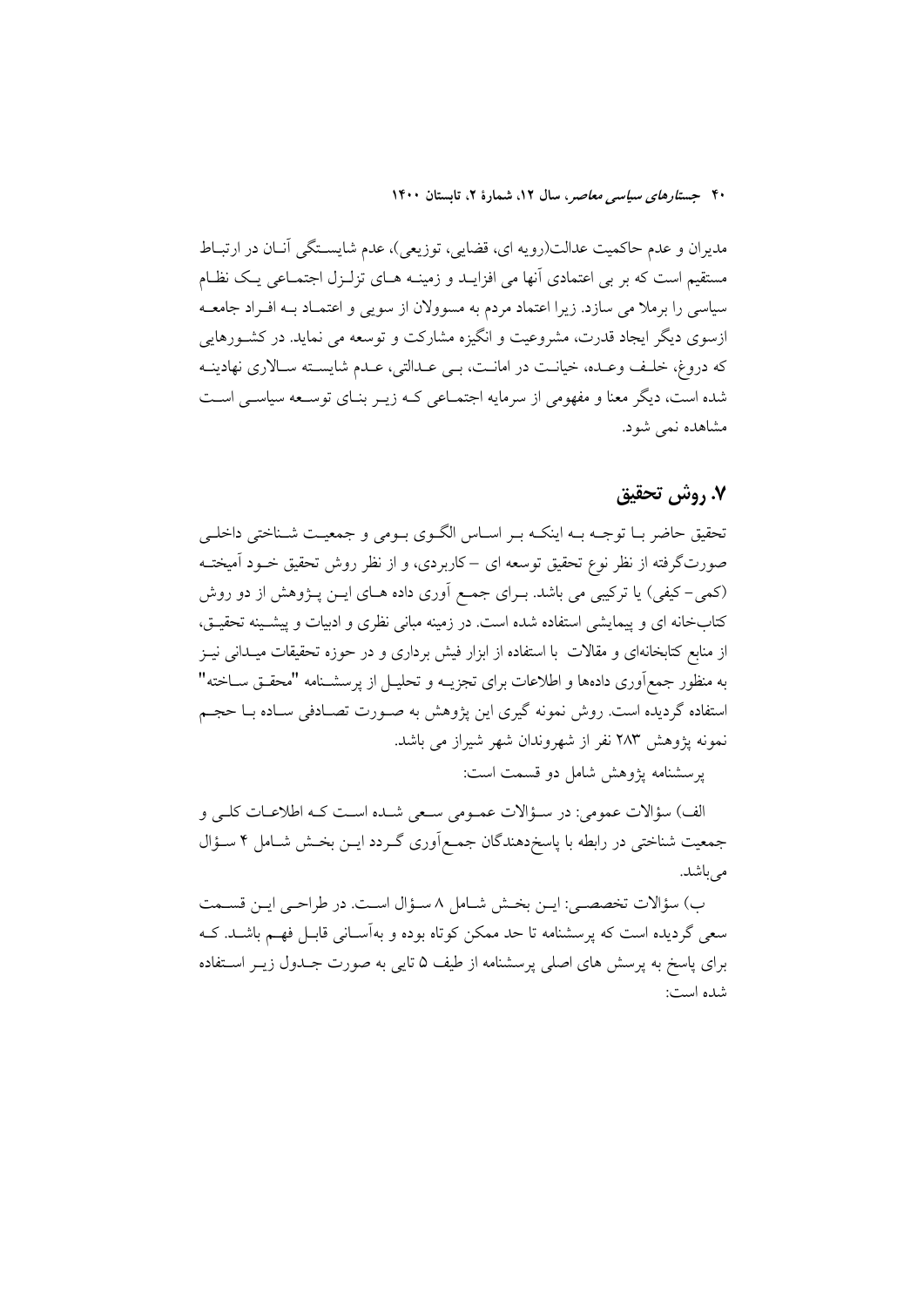مدیران و عدم حاکمیت عدالت(رویه ای، قضایی، توزیعی)، عدم شایستگی آنان در ارتباط مستقیم است که بر بی اعتمادی آنها می افزاید و زمینه های تزلزل اجتماعی یک نظام سیاسی را برملا می سازد. زیرا اعتماد مردم به مسوولان از سویی و اعتماد به افراد جامعه ازسوی دیگر ایجاد قدرت، مشروعیت و انگیزه مشارکت و توسعه می نماید. در کشورهایی که دروغ، خلف وعده، خیانت در امانت، بی عدالتی، عدم شایسته سالاری نهادینه شده است، دیگر معنا و مفهومی از سرمایه اجتماعی که زیر بنای توسعه سیاسی است مشاهده نمی شود.

## ۷. روش تحقیق

تحقیق حاضر با توجه به اینکه بر اساس الگوی بومی و جمعیت شناختی داخلی صورت‌گرفته از نظر نوع تحقیق توسعه ای –کاربردی، و از نظر روش تحقیق خود آمیخته (کمی- کیفی) یا ترکیبی می باشد. برای جمع آوری داده های این پژوهش از دو روش کتاب‌خانه ای و پیمایشی استفاده شده است. در زمینه مبانی نظری و ادبیات و پیشینه تحقیق، از منابع کتابخانه‌ای و مقالات با استفاده از ابزار فیش برداری و در حوزه تحقیقات میدانی نیز به منظور جمع‌آوری داده‌ها و اطلاعات برای تجزیه و تحلیل از پرسشنامه "محقق ساخته" استفاده گردیده است. روش نمونه گیری این پژوهش به صورت تصادفی ساده با حجم نمونه پژوهش ۲۸۳ نفر از شهروندان شهر شیراز می باشد.

پرسشنامه پژوهش شامل دو قسمت است:

الف) سؤالات عمومی: در سؤالات عمومی سعی شده است که اطلاعات کلی و جمعیت شناختی در رابطه با پاسخ‌دهندگان جمع‌آوری گردد این بخش شامل ۴ سؤال می‌باشد.

ب) سؤالات تخصصی: این بخش شامل ۸ سؤال است. در طراحی این قسمت سعی گردیده است که پرسشنامه تا حد ممکن کوتاه بوده و به‌آسانی قابل فهم باشد. که برای پاسخ به پرسش های اصلی پرسشنامه از طیف ۵ تایی به صورت جدول زیر استفاده شده است: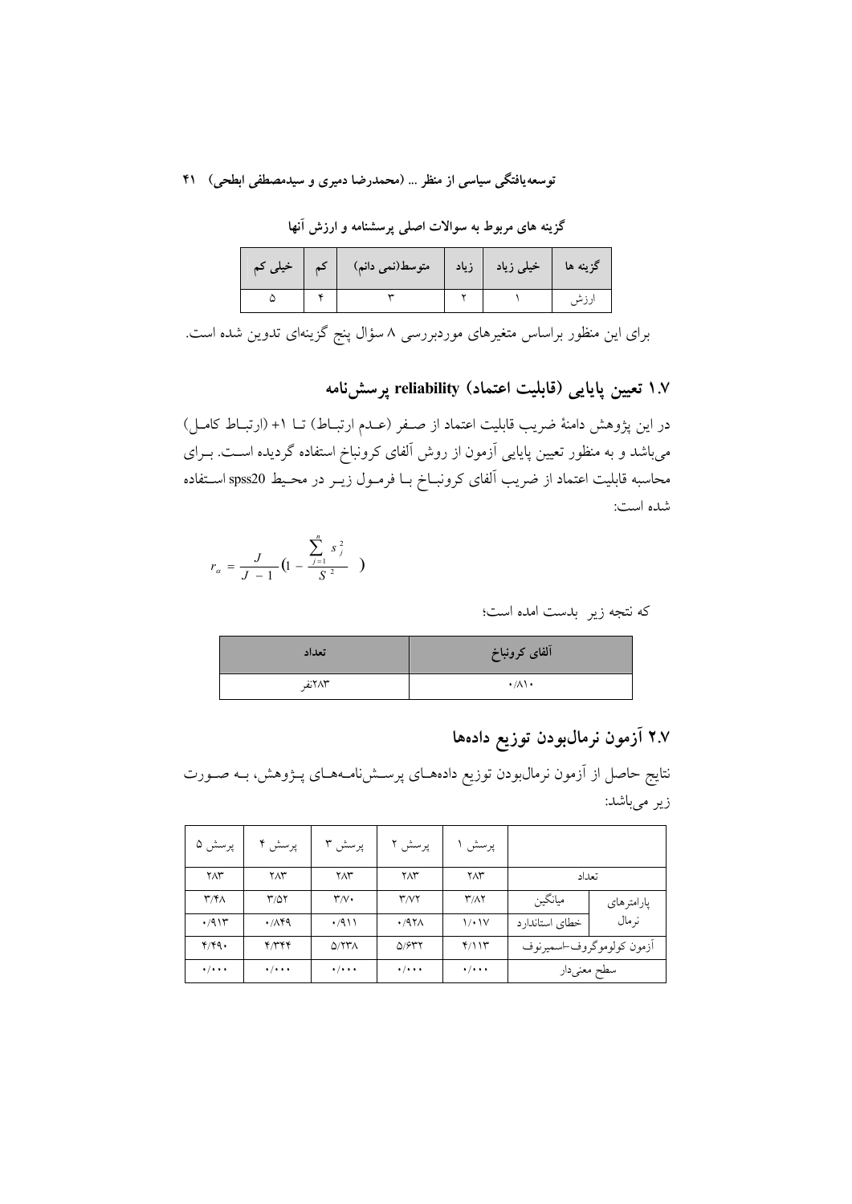**گزینه های مربوط به سوالات اصلی پرسشنامه و ارزش آنها**

| گزینه ها | خیلی زیاد | زیاد | متوسط(نمی دانم) | کم | خیلی کم |
|---|---|---|---|---|---|
| ارزش | ۱ | ۲ | ۳ | ۴ | ۵ |

برای این منظور براساس متغیرهای موردبررسی ۸ سؤال پنج گزینه‌ای تدوین شده است.

## ۱.۷ تعیین پایایی (قابلیت اعتماد) reliability پرسش‌نامه

در این پژوهش دامنهٔ ضریب قابلیت اعتماد از صفر (عدم ارتباط) تا ۱+ (ارتباط کامل) می‌باشد و به منظور تعیین پایایی آزمون از روش آلفای کرونباخ استفاده گردیده است. برای محاسبه قابلیت اعتماد از ضریب آلفای کرونباخ با فرمول زیر در محیط spss20 استفاده شده است:

$$r_{\alpha} = \frac{J}{J-1}\left(1 - \frac{\sum_{j=1}^{n} s_j^2}{S^2}\right)$$

که نتجه زیر بدست امده است؛

| آلفای کرونباخ | تعداد |
|---|---|
| ۰/۸۱۰ | ۲۸۳نفر |

## ۲.۷ آزمون نرمال‌بودن توزیع داده‌ها

نتایج حاصل از آزمون نرمال‌بودن توزیع داده‌های پرسش‌نامه‌های پژوهش، به صورت زیر می‌باشد:

| | | پرسش ۱ | پرسش ۲ | پرسش ۳ | پرسش ۴ | پرسش ۵ |
|---|---|---|---|---|---|---|
| تعداد | | ۲۸۳ | ۲۸۳ | ۲۸۳ | ۲۸۳ | ۲۸۳ |
| پارامترهای نرمال | میانگین | ۳/۸۲ | ۳/۷۲ | ۳/۷۰ | ۳/۵۲ | ۳/۴۸ |
| | خطای استاندارد | ۱/۰۱۷ | ۰/۹۲۸ | ۰/۹۱۱ | ۰/۸۴۹ | ۰/۹۱۳ |
| آزمون کولوموگروف-اسمیرنوف | | ۴/۱۱۳ | ۵/۶۳۲ | ۵/۲۳۸ | ۴/۳۴۴ | ۴/۴۹۰ |
| سطح معنی‌دار | | ۰/۰۰۰ | ۰/۰۰۰ | ۰/۰۰۰ | ۰/۰۰۰ | ۰/۰۰۰ |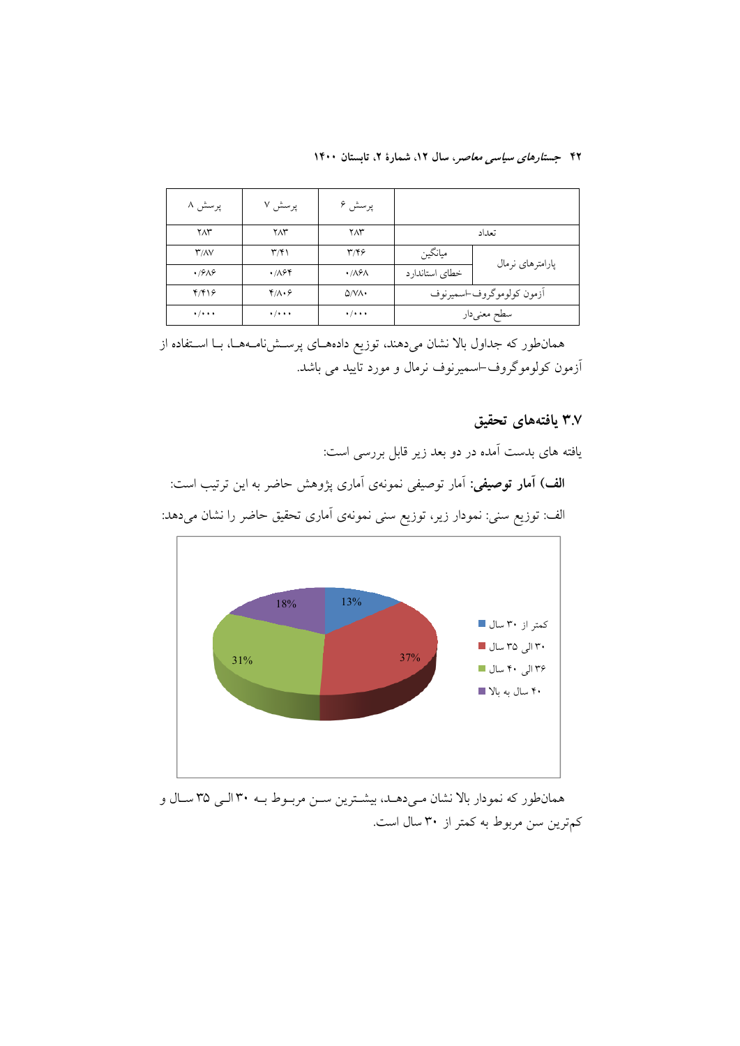| | | پرسش ۶ | پرسش ۷ | پرسش ۸ |
|---|---|---|---|---|
| تعداد | | ۲۸۳ | ۲۸۳ | ۲۸۳ |
| پارامترهای نرمال | میانگین | ۳/۴۶ | ۳/۴۱ | ۳/۸۷ |
| | خطای استاندارد | ۰/۸۶۸ | ۰/۸۶۴ | ۰/۶۸۶ |
| آزمون کولوموگروف-اسمیرنوف | | ۵/۷۸۰ | ۴/۸۰۶ | ۴/۴۱۶ |
| سطح معنی‌دار | | ۰/۰۰۰ | ۰/۰۰۰ | ۰/۰۰۰ |

همان‌طور که جداول بالا نشان می‌دهند، توزیع داده‌های پرسش‌نامه‌ها، با استفاده از آزمون کولوموگروف-اسمیرنوف نرمال و مورد تایید می باشد.

## ۳.۷ یافته‌های تحقیق

یافته های بدست آمده در دو بعد زیر قابل بررسی است:

**الف) آمار توصیفی:** آمار توصیفی نمونه‌ی آماری پژوهش حاضر به این ترتیب است:

الف: توزیع سنی: نمودار زیر، توزیع سنی نمونه‌ی آماری تحقیق حاضر را نشان می‌دهد:

- کمتر از ۳۰ سال: 13%
- ۳۰ الی ۳۵ سال: 37%
- ۳۶ الی ۴۰ سال: 31%
- ۴۰ سال به بالا: 18%

همان‌طور که نمودار بالا نشان می‌دهد، بیشترین سن مربوط به ۳۰ الی ۳۵ سال و کم‌ترین سن مربوط به کمتر از ۳۰ سال است.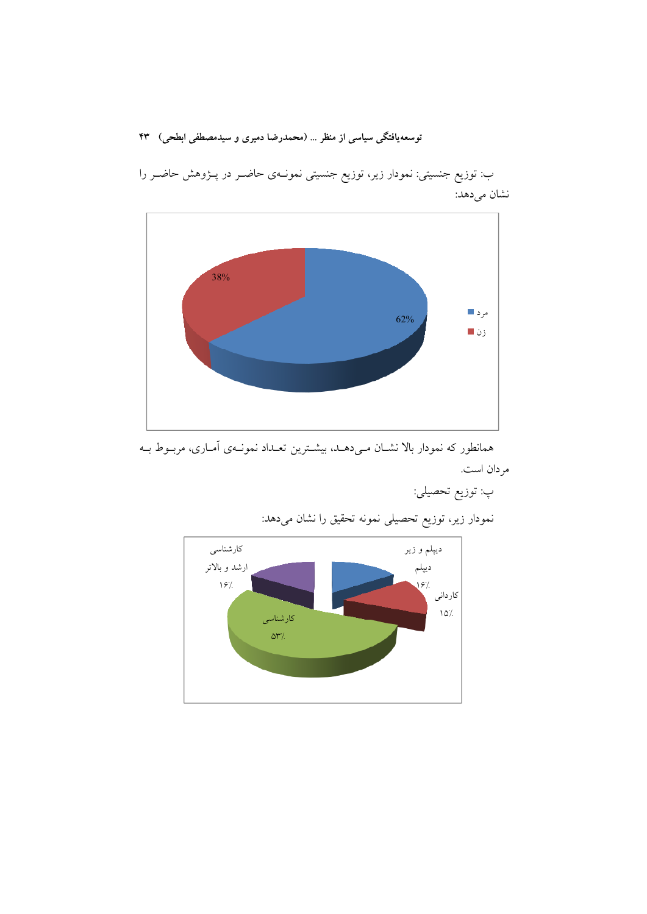ب: توزیع جنسیتی: نمودار زیر، توزیع جنسیتی نمونـه‌ی حاضـر در پـژوهش حاضـر را نشان می‌دهد:

همانطور که نمودار بالا نشـان مـی‌دهـد، بیشـترین تعـداد نمونـه‌ی آمـاری، مربـوط بـه مردان است.

پ: توزیع تحصیلی:

نمودار زیر، توزیع تحصیلی نمونه تحقیق را نشان می‌دهد: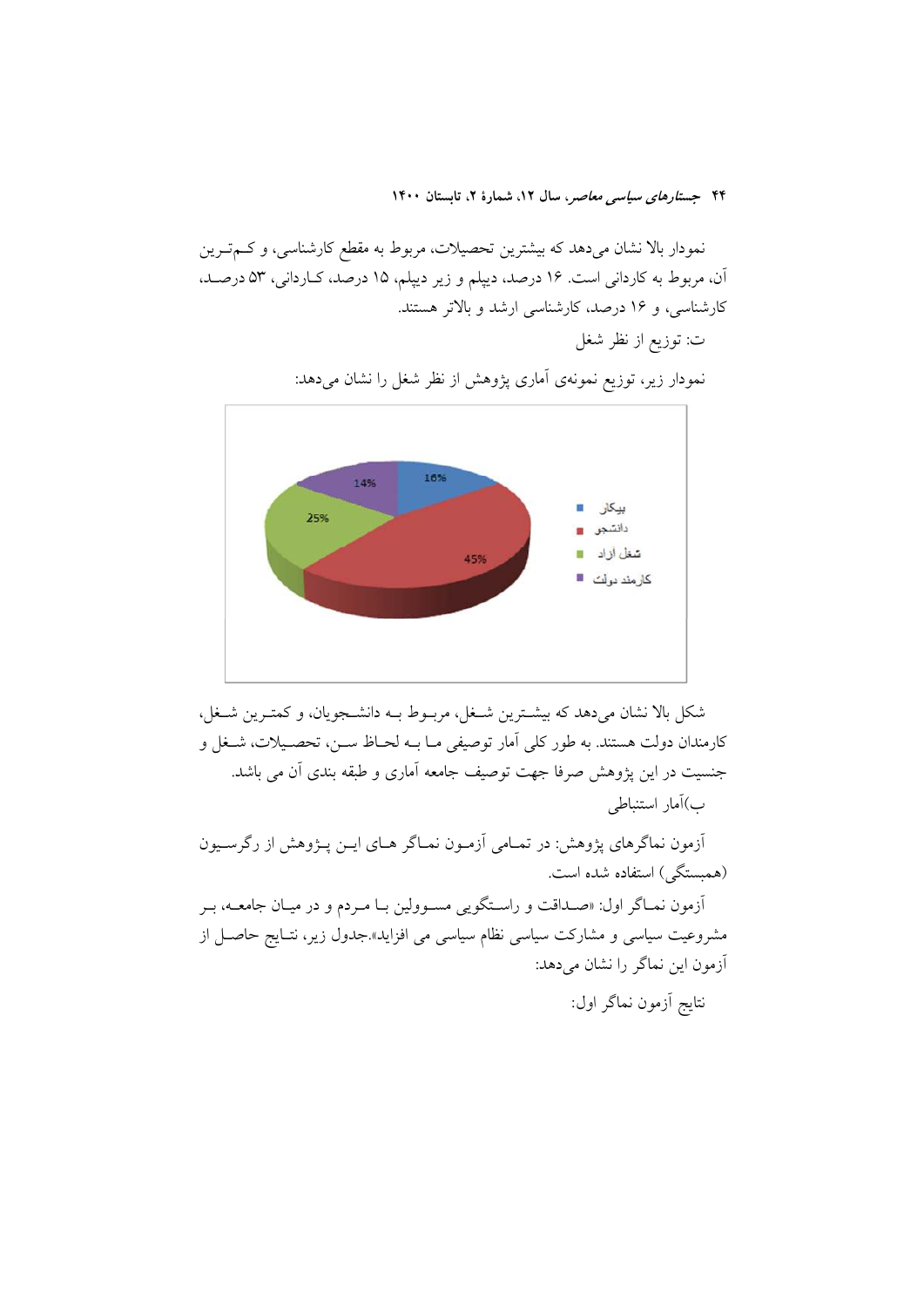نمودار بالا نشان می‌دهد که بیشترین تحصیلات، مربوط به مقطع کارشناسی، و کم‌ترین آن، مربوط به کاردانی است. ۱۶ درصد، دیپلم و زیر دیپلم، ۱۵ درصد، کاردانی، ۵۳ درصد، کارشناسی، و ۱۶ درصد، کارشناسی ارشد و بالاتر هستند.

ت: توزیع از نظر شغل

نمودار زیر، توزیع نمونه‌ی آماری پژوهش از نظر شغل را نشان می‌دهد:

شکل بالا نشان می‌دهد که بیشترین شغل، مربوط به دانشجویان، و کمترین شغل، کارمندان دولت هستند. به طور کلی آمار توصیفی ما به لحاظ سن، تحصیلات، شغل و جنسیت در این پژوهش صرفا جهت توصیف جامعه آماری و طبقه بندی آن می باشد.

ب)آمار استنباطی

آزمون نماگرهای پژوهش: در تمامی آزمون نماگر های این پژوهش از رگرسیون (همبستگی) استفاده شده است.

آزمون نماگر اول: «صداقت و راستگویی مسوولین با مردم و در میان جامعه، بر مشروعیت سیاسی و مشارکت سیاسی نظام سیاسی می افزاید».جدول زیر، نتایج حاصل از آزمون این نماگر را نشان می‌دهد:

نتایج آزمون نماگر اول: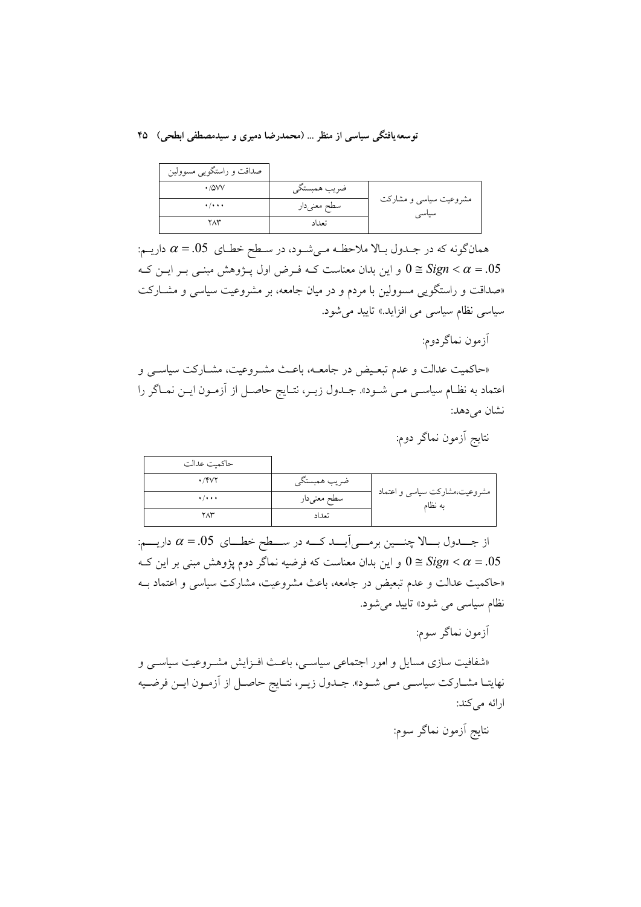| صداقت و راستگویی مسوولین | | |
|---|---|---|
| ۰/۵۷۷ | ضریب همبستگی | مشروعیت سیاسی و مشارکت سیاسی |
| ۰/۰۰۰ | سطح معنی‌دار | |
| ۲۸۳ | تعداد | |

همان‌گونه که در جدول بالا ملاحظه می‌شود، در سطح خطای $\alpha = .05$ داریم: $0 \cong Sign < \alpha = .05$ و این بدان معناست که فرض اول پژوهش مبنی بر این که «صداقت و راستگویی مسوولین با مردم و در میان جامعه، بر مشروعیت سیاسی و مشارکت سیاسی نظام سیاسی می افزاید.» تایید می‌شود.

آزمون نماگردوم:

«حاکمیت عدالت و عدم تبعیض در جامعه، باعث مشروعیت، مشارکت سیاسی و اعتماد به نظام سیاسی می شود». جدول زیر، نتایج حاصل از آزمون این نماگر را نشان می‌دهد:

نتایج آزمون نماگر دوم:

| حاکمیت عدالت | | |
|---|---|---|
| ۰/۴۷۲ | ضریب همبستگی | مشروعیت،مشارکت سیاسی و اعتماد به نظام |
| ۰/۰۰۰ | سطح معنی‌دار | |
| ۲۸۳ | تعداد | |

از جدول بالا چنین برمی‌آید که در سطح خطای $\alpha = .05$ داریم: $0 \cong Sign < \alpha = .05$ و این بدان معناست که فرضیه نماگر دوم پژوهش مبنی بر این که «حاکمیت عدالت و عدم تبعیض در جامعه، باعث مشروعیت، مشارکت سیاسی و اعتماد به نظام سیاسی می شود» تایید می‌شود.

آزمون نماگر سوم:

«شفافیت سازی مسایل و امور اجتماعی سیاسی، باعث افزایش مشروعیت سیاسی و نهایتا مشارکت سیاسی می شود». جدول زیر، نتایج حاصل از آزمون این فرضیه ارائه می‌کند:

نتایج آزمون نماگر سوم: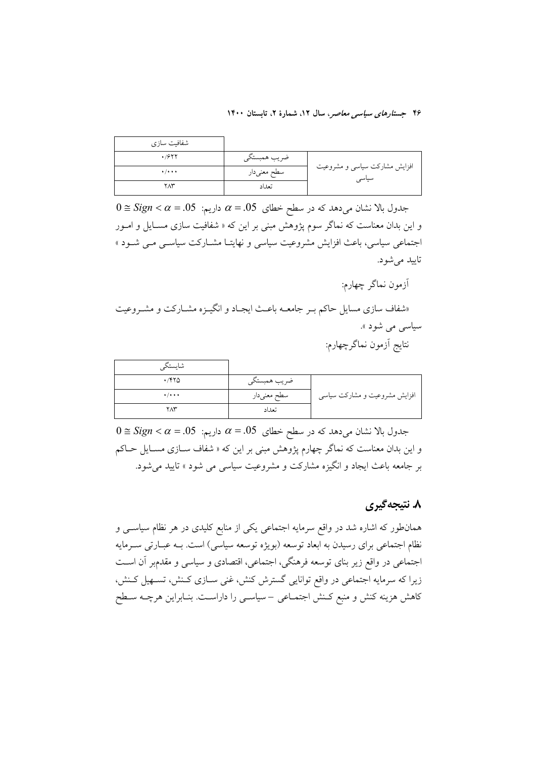| | | شفافیت سازی |
|---|---|---|
| افزایش مشارکت سیاسی و مشروعیت سیاسی | ضریب همبستگی | ۰/۶۲۲ |
| | سطح معنی‌دار | ۰/۰۰۰ |
| | تعداد | ۲۸۳ |

جدول بالا نشان می‌دهد که در سطح خطای $\alpha = .05$ داریم: $0 \cong Sign < \alpha = .05$ و این بدان معناست که نماگر سوم پژوهش مبنی بر این که « شفافیت سازی مسایل و امور اجتماعی سیاسی، باعث افزایش مشروعیت سیاسی و نهایتا مشارکت سیاسی می شود » تایید می‌شود.

آزمون نماگر چهارم:

«شفاف سازی مسایل حاکم بر جامعه باعث ایجاد و انگیزه مشارکت و مشروعیت سیاسی می شود ».

نتایج آزمون نماگرچهارم:

| | | شایستگی |
|---|---|---|
| افزایش مشروعیت و مشارکت سیاسی | ضریب همبستگی | ۰/۴۲۵ |
| | سطح معنی‌دار | ۰/۰۰۰ |
| | تعداد | ۲۸۳ |

جدول بالا نشان می‌دهد که در سطح خطای $\alpha = .05$ داریم: $0 \cong Sign < \alpha = .05$ و این بدان معناست که نماگر چهارم پژوهش مبنی بر این که « شفاف سازی مسایل حاکم بر جامعه باعث ایجاد و انگیزه مشارکت و مشروعیت سیاسی می شود » تایید می‌شود.

## ۸. نتیجه‌گیری

همان‌طور که اشاره شد در واقع سرمایه اجتماعی یکی از منابع کلیدی در هر نظام سیاسی و نظام اجتماعی برای رسیدن به ابعاد توسعه (بویژه توسعه سیاسی) است. به عبارتی سرمایه اجتماعی در واقع زیر بنای توسعه فرهنگی، اجتماعی، اقتصادی و سیاسی و مقدم‌بر آن است زیرا که سرمایه اجتماعی در واقع توانایی گسترش کنش، غنی سازی کنش، تسهیل کنش، کاهش هزینه کنش و منبع کنش اجتماعی – سیاسی را داراست. بنابراین هرچه سطح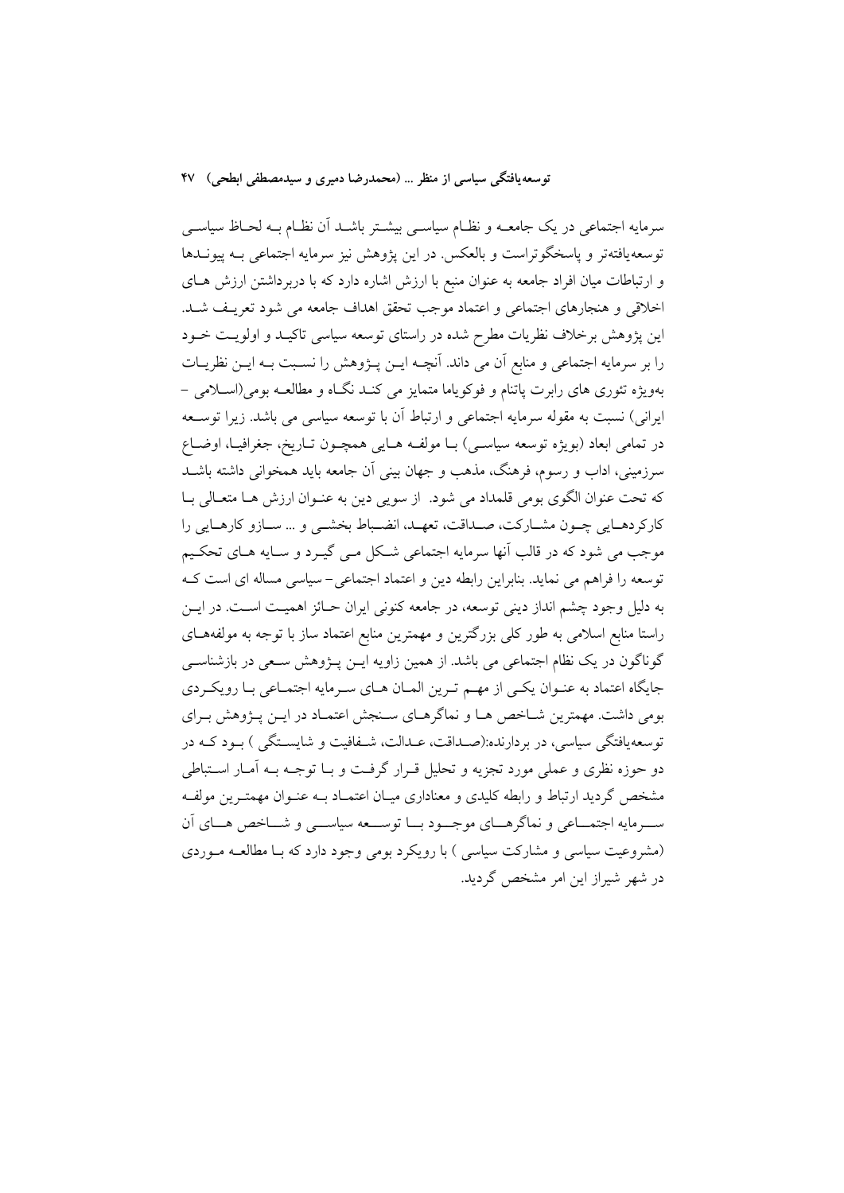سرمایه اجتماعی در یک جامعــه و نظـام سیاسـی بیشـتر باشـد آن نظـام بـه لحـاظ سیاسـی توسعه‌یافته‌تر و پاسخگوتراست و بالعکس. در این پژوهش نیز سرمایه اجتماعی بـه پیونـدها و ارتباطات میان افراد جامعه به عنوان منبع با ارزش اشاره دارد که با دربرداشتن ارزش هـای اخلاقی و هنجارهای اجتماعی و اعتماد موجب تحقق اهداف جامعه می شود تعریـف شـد. این پژوهش برخلاف نظریات مطرح شده در راستای توسعه سیاسی تاکیـد و اولویـت خـود را بر سرمایه اجتماعی و منابع آن می داند. آنچـه ایـن پـژوهش را نسـبت بـه ایـن نظریـات بویژه تئوری های رابرت پاتنام و فوکویاما متمایز می کنـد نگـاه و مطالعـه بومی(اسـلامی – ایرانی) نسبت به مقوله سرمایه اجتماعی و ارتباط آن با توسعه سیاسی می باشد. زیرا توسـعه در تمامی ابعاد (بویژه توسعه سیاسـی) بـا مولفـه هـایی همچـون تـاریخ، جغرافیـا، اوضـاع سرزمینی، اداب و رسوم، فرهنگ، مذهب و جهان بینی آن جامعه باید همخوانی داشته باشـد که تحت عنوان الگوی بومی قلمداد می شود. از سویی دین به عنـوان ارزش هـا متعـالی بـا کارکردهـایی چـون مشـارکت، صـداقت، تعهـد، انضـباط بخشـی و ... سـازو کارهـایی را موجب می شود که در قالب آنها سرمایه اجتماعی شـکل مـی گیـرد و سـایه هـای تحکـیم توسعه را فراهم می نماید. بنابراین رابطه دین و اعتماد اجتماعی– سیاسی مساله ای است کـه به دلیل وجود چشم انداز دینی توسعه، در جامعه کنونی ایران حـائز اهمیـت اسـت. در ایـن راستا منابع اسلامی به طور کلی بزرگترین و مهمترین منابع اعتماد ساز با توجه به مولفه‌هـای گوناگون در یک نظام اجتماعی می باشد. از همین زاویه ایـن پـژوهش سـعی در بازشناسـی جایگاه اعتماد به عنـوان یکـی از مهـم تـرین المـان هـای سـرمایه اجتمـاعی بـا رویکـردی بومی داشت. مهمترین شـاخص هـا و نماگرهـای سـنجش اعتمـاد در ایـن پـژوهش بـرای توسعه‌یافتگی سیاسی، در بردارنده:(صـداقت، عـدالت، شـفافیت و شایسـتگی ) بـود کـه در دو حوزه نظری و عملی مورد تجزیه و تحلیل قـرار گرفـت و بـا توجـه بـه آمـار اسـتباطی مشخص گردید ارتباط و رابطه کلیدی و معناداری میـان اعتمـاد بـه عنـوان مهمتـرین مولفـه سـرمایه اجتمـاعی و نماگرهـای موجـود بـا توسـعه سیاسـی و شـاخص هـای آن (مشروعیت سیاسی و مشارکت سیاسی ) با رویکرد بومی وجود دارد که بـا مطالعـه مـوردی در شهر شیراز این امر مشخص گردید.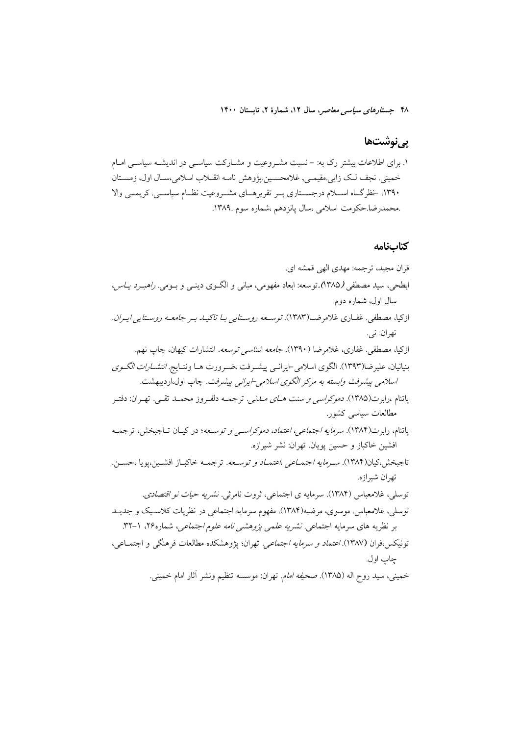## پی‌نوشت‌ها

۱. برای اطلاعات بیشتر رک به: – نسبت مشروعیت و مشارکت سیاسی در اندیشه سیاسی امام خمینی. نجف لک زایی.مقیمی, غلامحسین.پژوهش نامه انقلاب اسلامی،سال اول، زمستان ۱۳۹۰. –نظرگاه اسلام درجستاری بر تقریرهای مشروعیت نظام سیاسی. کریمی والا .محمدرضا.حکومت اسلامی ،سال پانزدهم ،شماره سوم .۱۳۸۹.

## کتاب‌نامه

قران مجید، ترجمه: مهدی الهی قمشه ای.

ابطحی، سید مصطفی (۱۳۸۵).توسعه: ابعاد مفهومی، مبانی و الگوی دینی و بومی. *راهبرد یاس*، سال اول، شماره دوم.

ازکیا، مصطفی. غفاری غلامرضا(۱۳۸۳). *توسعه روستایی با تاکید بر جامعه روستایی ایران*. تهران: نی.

ازکیا، مصطفی. غفاری، غلامرضا (۱۳۹۰). *جامعه شناسی توسعه*. انتشارات کیهان، چاپ نهم.

بنیانیان، علیرضا(۱۳۹۳). الگوی اسلامی-ایرانی پیشرفت ،ضرورت ها ونتایج. *انتشارات الگوی اسلامی پیشرفت وابسته به مرکز الگوی اسلامی-ایرانی پیشرفت*. چاپ اول،اردیبهشت.

پاتنام ،رابرت(۱۳۸۵). *دموکراسی و سنت های مدنی*. ترجمه دلفروز محمد تقی. تهران: دفتر مطالعات سیاسی کشور.

پاتنام، رابرت(۱۳۸۴). *سرمایه اجتماعی، اعتماد، دموکراسی و توسعه*؛ در کیان تاجبخش، ترجمه افشین خاکباز و حسین پویان. تهران: نشر شیرازه.

تاجبخش،کیان(۱۳۸۴). *سرمایه اجتماعی ،اعتماد و توسعه*. ترجمه خاکباز افشین،پویا ،حسن. تهران شیرازه.

توسلی، غلامعباس (۱۳۸۴). سرمایه ی اجتماعی، ثروت نامرئی. *نشریه حیات نو اقتصادی*.

توسلی، غلامعباس. موسوی، مرضیه(۱۳۸۴). مفهوم سرمایه اجتماعی در نظریات کلاسیک و جدید بر نظریه های سرمایه اجتماعی. *نشریه علمی پژوهشی نامه علوم اجتماعی*، شماره۲۶، ۱-۳۲.

تونیکس،فران (۱۳۸۷). *اعتماد و سرمایه اجتماعی*. تهران؛ پژوهشکده مطالعات فرهنگی و اجتماعی، چاپ اول.

خمینی، سید روح اله (۱۳۸۵). *صحیفه امام*. تهران: موسسه تنظیم ونشر آثار امام خمینی.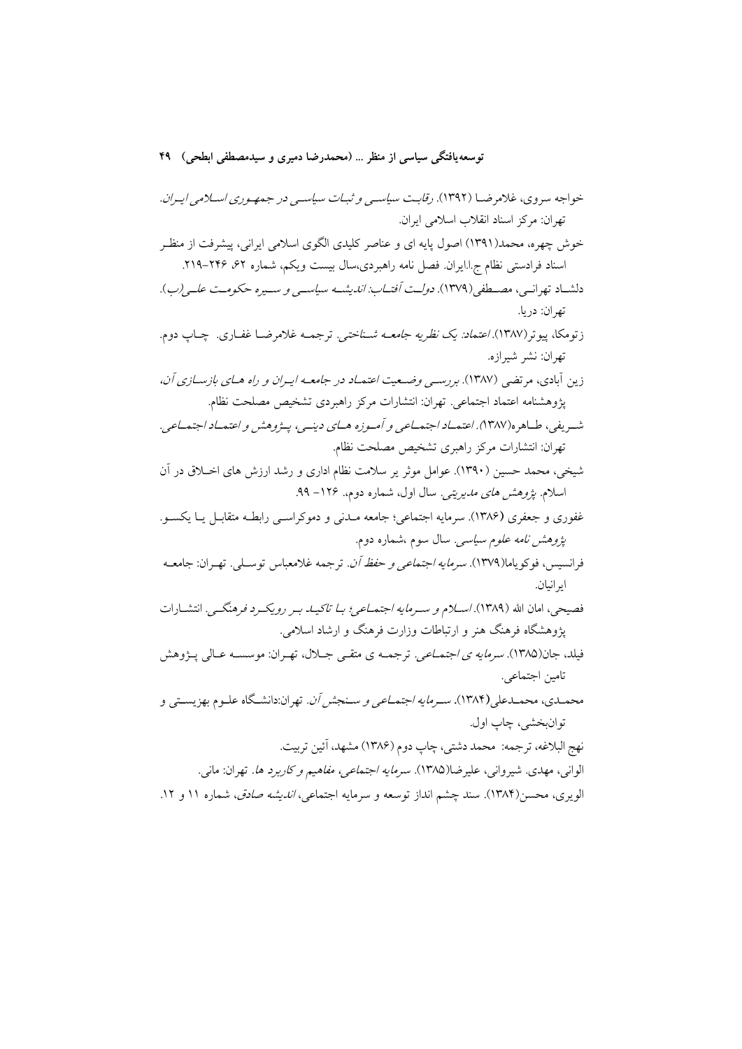خواجه سروی، غلامرضا (۱۳۹۲). *رقابت سیاسی و ثبات سیاسی در جمهوری اسلامی ایران*. تهران: مرکز اسناد انقلاب اسلامی ایران.

خوش چهره، محمد(۱۳۹۱) اصول پایه ای و عناصر کلیدی الگوی اسلامی ایرانی، پیشرفت از منظر اسناد فرادستی نظام ج.ا.ایران. فصل نامه راهبردی،سال بیست ویکم، شماره ۶۲، ۲۴۶–۲۱۹.

دلشاد تهرانی، مصطفی(۱۳۷۹). *دولت آفتاب: اندیشه سیاسی و سیره حکومت علی(ب)*. تهران: دریا.

زتومکا، پیوتر(۱۳۸۷). *اعتماد: یک نظریه جامعه شناختی*. ترجمه غلامرضا غفاری. چاپ دوم. تهران: نشر شیرازه.

زین آبادی، مرتضی (۱۳۸۷). *بررسی وضعیت اعتماد در جامعه ایران و راه های بازسازی آن*، پژوهشنامه اعتماد اجتماعی. تهران: انتشارات مرکز راهبردی تشخیص مصلحت نظام.

شریفی، طاهره(۱۳۸۷). *اعتماد اجتماعی و آموزه های دینی، پژوهش و اعتماد اجتماعی*. تهران: انتشارات مرکز راهبری تشخیص مصلحت نظام.

شیخی، محمد حسین (۱۳۹۰). عوامل موثر بر سلامت نظام اداری و رشد ارزش های اخلاق در آن اسلام. *پژوهش های مدیریتی*. سال اول، شماره دوم، ۱۲۶– ۹۹.

غفوری و جعفری (۱۳۸۶). سرمایه اجتماعی؛ جامعه مدنی و دموکراسی رابطه متقابل یا یکسو. *پژوهش نامه علوم سیاسی*. سال سوم ،شماره دوم.

فرانسیس، فوکویاما(۱۳۷۹). *سرمایه اجتماعی و حفظ آن*. ترجمه غلامعباس توسلی. تهران: جامعه ایرانیان.

فصیحی، امان الله (۱۳۸۹). *اسلام و سرمایه اجتماعی؛ با تاکید بر رویکرد فرهنگی*. انتشارات پژوهشگاه فرهنگ هنر و ارتباطات وزارت فرهنگ و ارشاد اسلامی.

فیلد، جان(۱۳۸۵). *سرمایه ی اجتماعی*. ترجمه ی منقی جلال، تهران: موسسه عالی پژوهش تامین اجتماعی.

محمدی، محمدعلی(۱۳۸۴). *سرمایه اجتماعی و سنجش آن*. تهران:دانشگاه علوم بهزیستی و توانبخشی، چاپ اول.

نهج البلاغه، ترجمه: محمد دشتی، چاپ دوم (۱۳۸۶) مشهد، آئین تربیت.

الوانی، مهدی. شیروانی، علیرضا(۱۳۸۵). *سرمایه اجتماعی، مفاهیم و کاربرد ها*. تهران: مانی.

الویری، محسن(۱۳۸۴). سند چشم انداز توسعه و سرمایه اجتماعی، *اندیشه صادق*، شماره ۱۱ و ۱۲.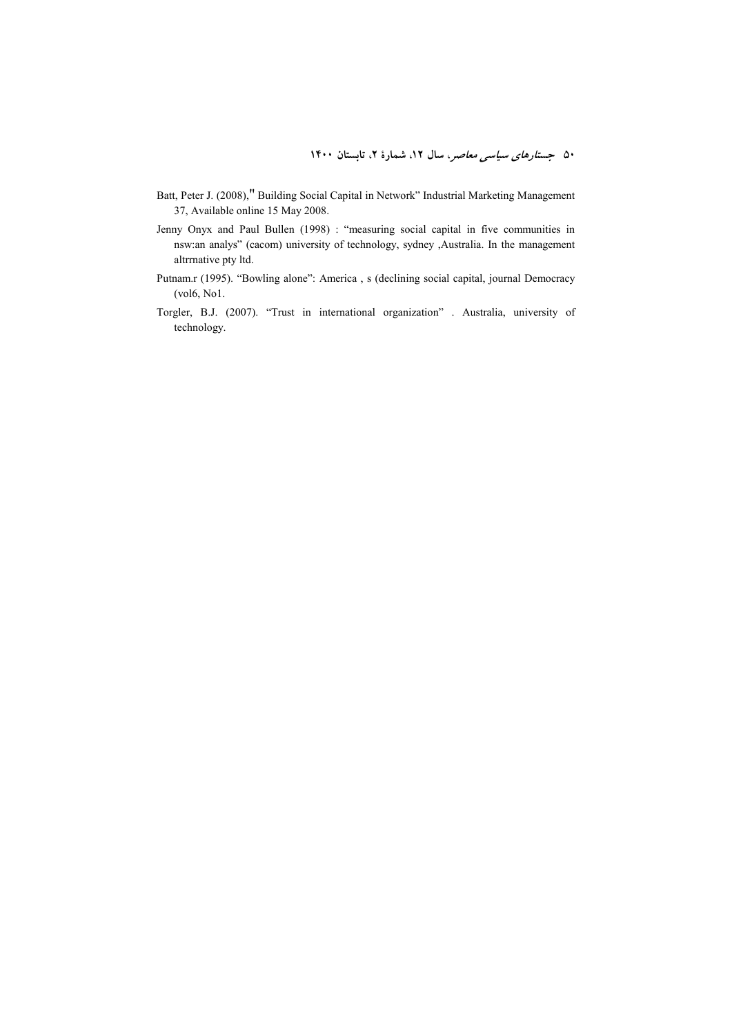Batt, Peter J. (2008)," Building Social Capital in Network" Industrial Marketing Management 37, Available online 15 May 2008.

Jenny Onyx and Paul Bullen (1998) : "measuring social capital in five communities in nsw:an analys" (cacom) university of technology, sydney ,Australia. In the management altrrnative pty ltd.

Putnam.r (1995). "Bowling alone": America , s (declining social capital, journal Democracy (vol6, No1.

Torgler, B.J. (2007). "Trust in international organization" . Australia, university of technology.